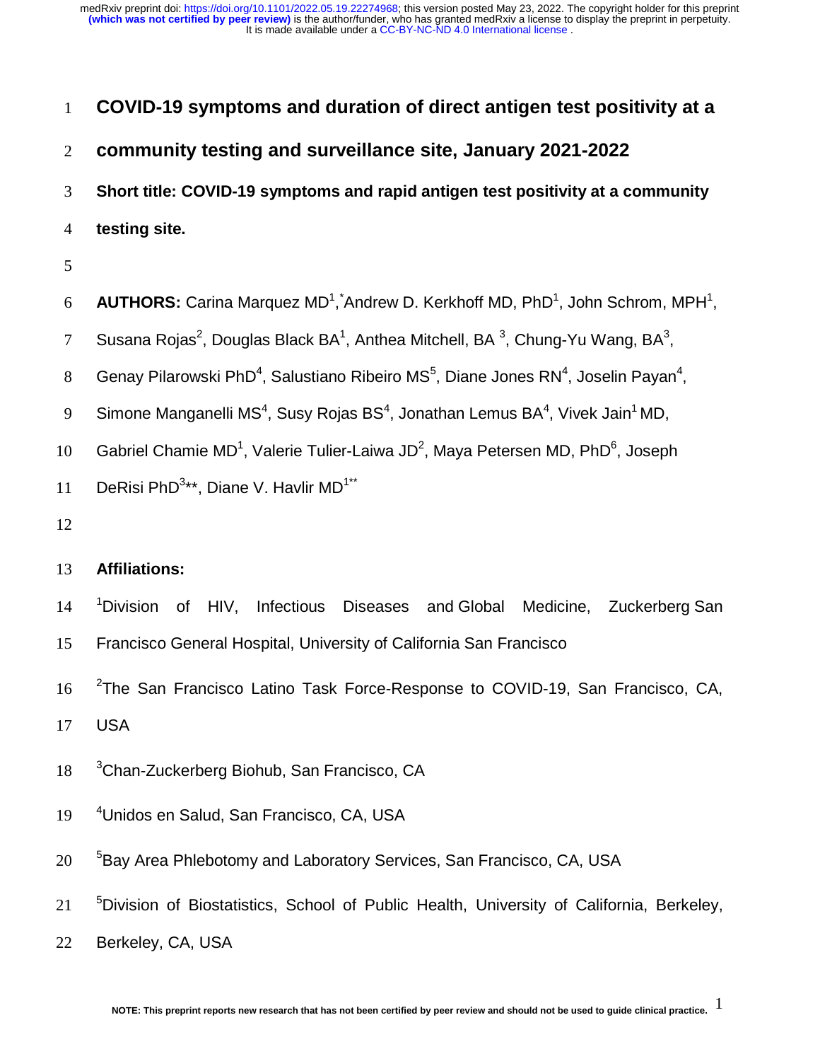# COVID-19 symptoms and duration of direct antigen test positivity at a community testing and surveillance site, January 2021-2022

**Short title: COVID-19 symptoms and rapid antigen test positivity at a community testing site.**

**AUTHORS:** Carina Marquez MD[1,*], Andrew D. Kerkhoff MD, PhD[1], John Schrom, MPH[1], Susana Rojas[2], Douglas Black BA[1], Anthea Mitchell, BA [3], Chung-Yu Wang, BA[3], Genay Pilarowski PhD[4], Salustiano Ribeiro MS[5], Diane Jones RN[4], Joselin Payan[4], Simone Manganelli MS[4], Susy Rojas BS[4], Jonathan Lemus BA[4], Vivek Jain[1] MD, Gabriel Chamie MD[1], Valerie Tulier-Laiwa JD[2], Maya Petersen MD, PhD[6], Joseph DeRisi PhD[3]**, Diane V. Havlir MD[1]**

**Affiliations:**

[1]Division of HIV, Infectious Diseases and Global Medicine, Zuckerberg San Francisco General Hospital, University of California San Francisco

[2]The San Francisco Latino Task Force-Response to COVID-19, San Francisco, CA, USA

[3]Chan-Zuckerberg Biohub, San Francisco, CA

[4]Unidos en Salud, San Francisco, CA, USA

[5]Bay Area Phlebotomy and Laboratory Services, San Francisco, CA, USA

[5]Division of Biostatistics, School of Public Health, University of California, Berkeley, Berkeley, CA, USA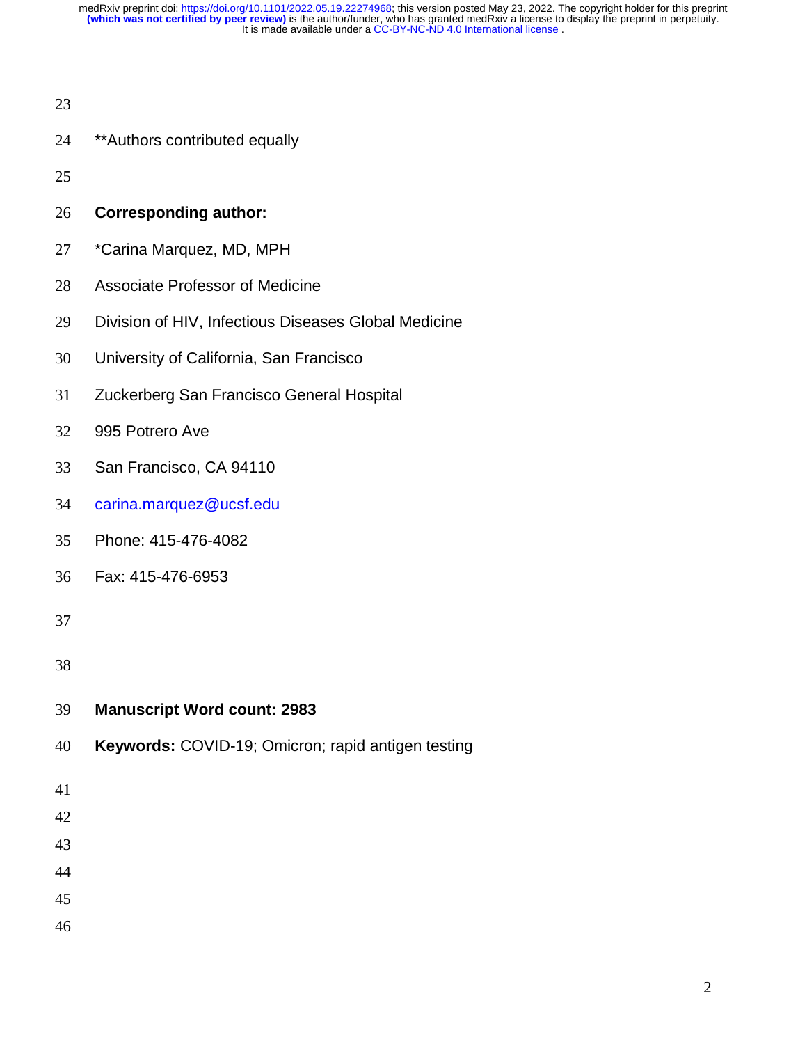**Authors contributed equally

**Corresponding author:**

*Carina Marquez, MD, MPH

Associate Professor of Medicine

Division of HIV, Infectious Diseases Global Medicine

University of California, San Francisco

Zuckerberg San Francisco General Hospital

995 Potrero Ave

San Francisco, CA 94110

carina.marquez@ucsf.edu

Phone: 415-476-4082

Fax: 415-476-6953

**Manuscript Word count: 2983**

**Keywords:** COVID-19; Omicron; rapid antigen testing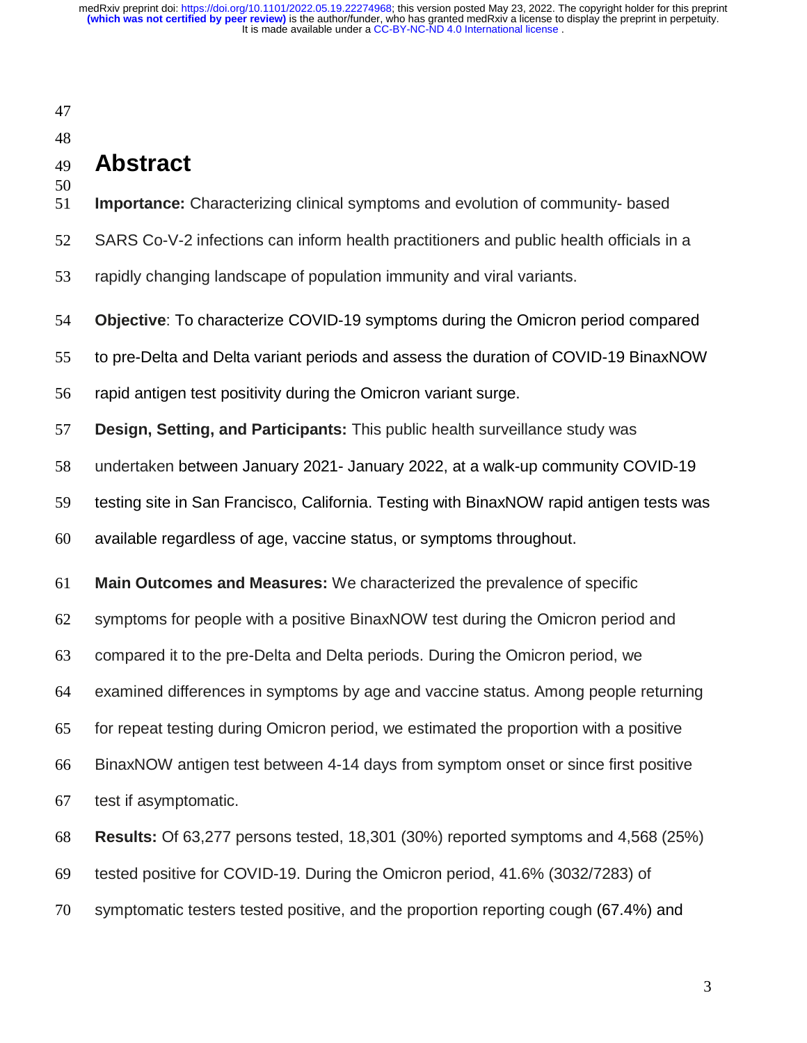# Abstract

**Importance:** Characterizing clinical symptoms and evolution of community- based SARS Co-V-2 infections can inform health practitioners and public health officials in a rapidly changing landscape of population immunity and viral variants.

**Objective**: To characterize COVID-19 symptoms during the Omicron period compared to pre-Delta and Delta variant periods and assess the duration of COVID-19 BinaxNOW rapid antigen test positivity during the Omicron variant surge.

**Design, Setting, and Participants:** This public health surveillance study was undertaken between January 2021- January 2022, at a walk-up community COVID-19 testing site in San Francisco, California. Testing with BinaxNOW rapid antigen tests was available regardless of age, vaccine status, or symptoms throughout.

**Main Outcomes and Measures:** We characterized the prevalence of specific symptoms for people with a positive BinaxNOW test during the Omicron period and compared it to the pre-Delta and Delta periods. During the Omicron period, we examined differences in symptoms by age and vaccine status. Among people returning for repeat testing during Omicron period, we estimated the proportion with a positive BinaxNOW antigen test between 4-14 days from symptom onset or since first positive test if asymptomatic.

**Results:** Of 63,277 persons tested, 18,301 (30%) reported symptoms and 4,568 (25%) tested positive for COVID-19. During the Omicron period, 41.6% (3032/7283) of symptomatic testers tested positive, and the proportion reporting cough (67.4%) and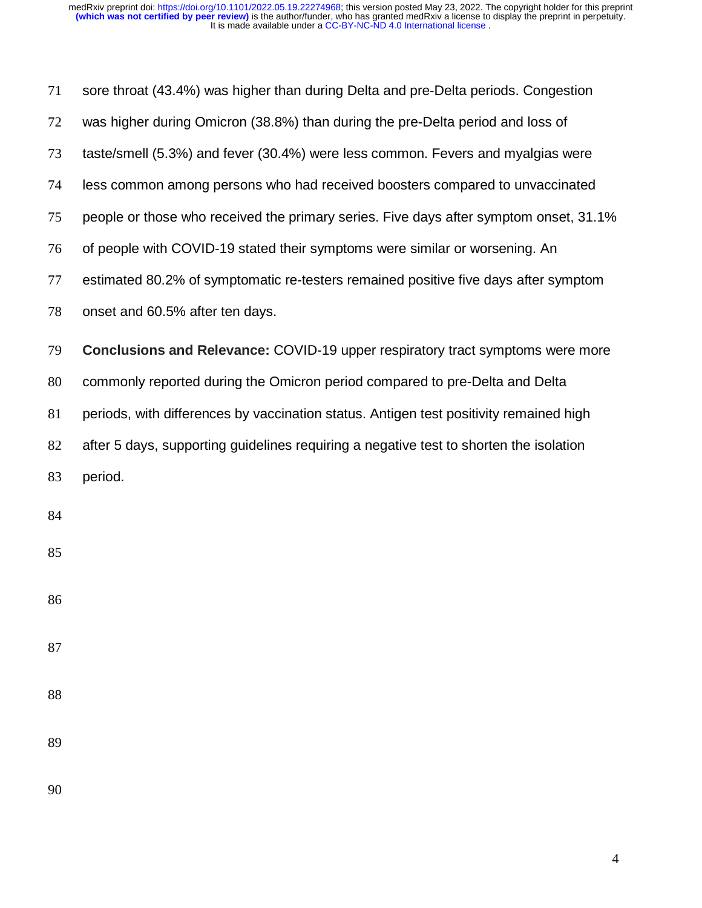sore throat (43.4%) was higher than during Delta and pre-Delta periods. Congestion was higher during Omicron (38.8%) than during the pre-Delta period and loss of taste/smell (5.3%) and fever (30.4%) were less common. Fevers and myalgias were less common among persons who had received boosters compared to unvaccinated people or those who received the primary series. Five days after symptom onset, 31.1% of people with COVID-19 stated their symptoms were similar or worsening. An estimated 80.2% of symptomatic re-testers remained positive five days after symptom onset and 60.5% after ten days.

**Conclusions and Relevance:** COVID-19 upper respiratory tract symptoms were more commonly reported during the Omicron period compared to pre-Delta and Delta periods, with differences by vaccination status. Antigen test positivity remained high after 5 days, supporting guidelines requiring a negative test to shorten the isolation period.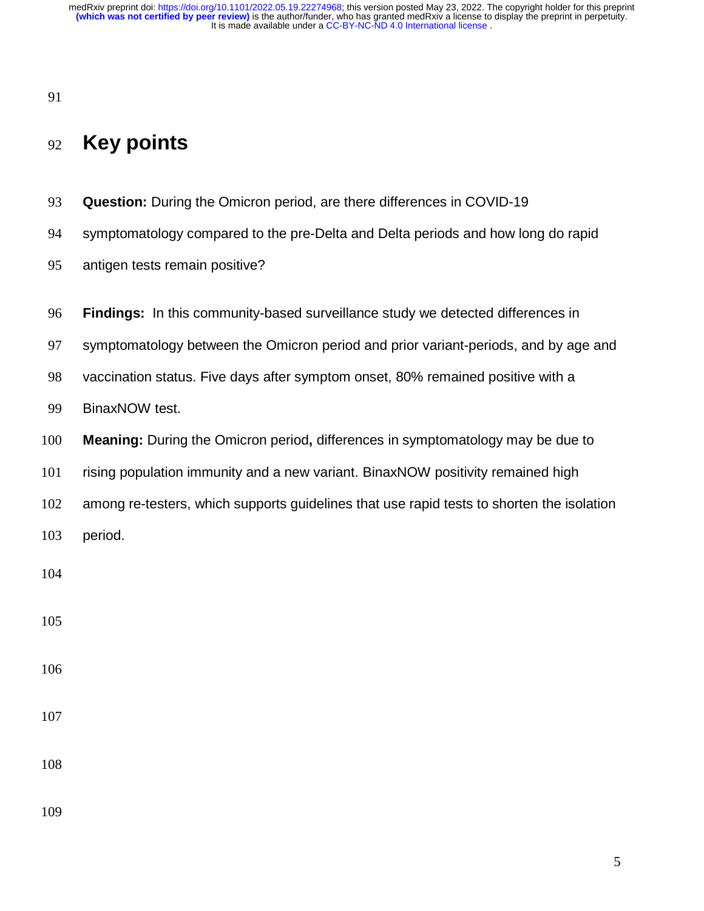## Key points

**Question:** During the Omicron period, are there differences in COVID-19 symptomatology compared to the pre-Delta and Delta periods and how long do rapid antigen tests remain positive?

**Findings:** In this community-based surveillance study we detected differences in symptomatology between the Omicron period and prior variant-periods, and by age and vaccination status. Five days after symptom onset, 80% remained positive with a BinaxNOW test.

**Meaning:** During the Omicron period**,** differences in symptomatology may be due to rising population immunity and a new variant. BinaxNOW positivity remained high among re-testers, which supports guidelines that use rapid tests to shorten the isolation period.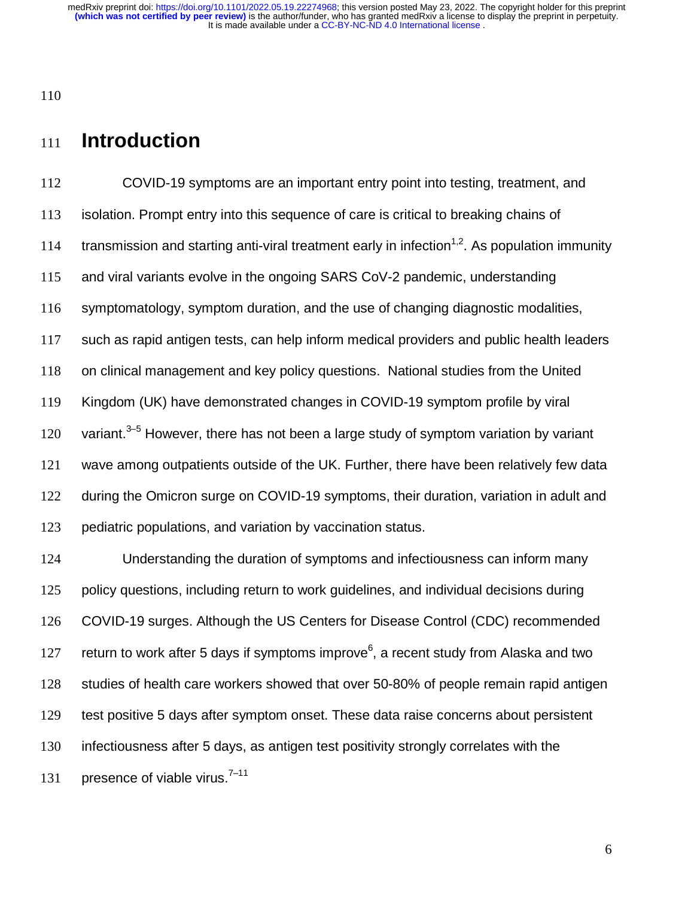# Introduction

COVID-19 symptoms are an important entry point into testing, treatment, and isolation. Prompt entry into this sequence of care is critical to breaking chains of transmission and starting anti-viral treatment early in infection[1,2]. As population immunity and viral variants evolve in the ongoing SARS CoV-2 pandemic, understanding symptomatology, symptom duration, and the use of changing diagnostic modalities, such as rapid antigen tests, can help inform medical providers and public health leaders on clinical management and key policy questions. National studies from the United Kingdom (UK) have demonstrated changes in COVID-19 symptom profile by viral variant.[3–5] However, there has not been a large study of symptom variation by variant wave among outpatients outside of the UK. Further, there have been relatively few data during the Omicron surge on COVID-19 symptoms, their duration, variation in adult and pediatric populations, and variation by vaccination status.

Understanding the duration of symptoms and infectiousness can inform many policy questions, including return to work guidelines, and individual decisions during COVID-19 surges. Although the US Centers for Disease Control (CDC) recommended return to work after 5 days if symptoms improve[6], a recent study from Alaska and two studies of health care workers showed that over 50-80% of people remain rapid antigen test positive 5 days after symptom onset. These data raise concerns about persistent infectiousness after 5 days, as antigen test positivity strongly correlates with the presence of viable virus.[7–11]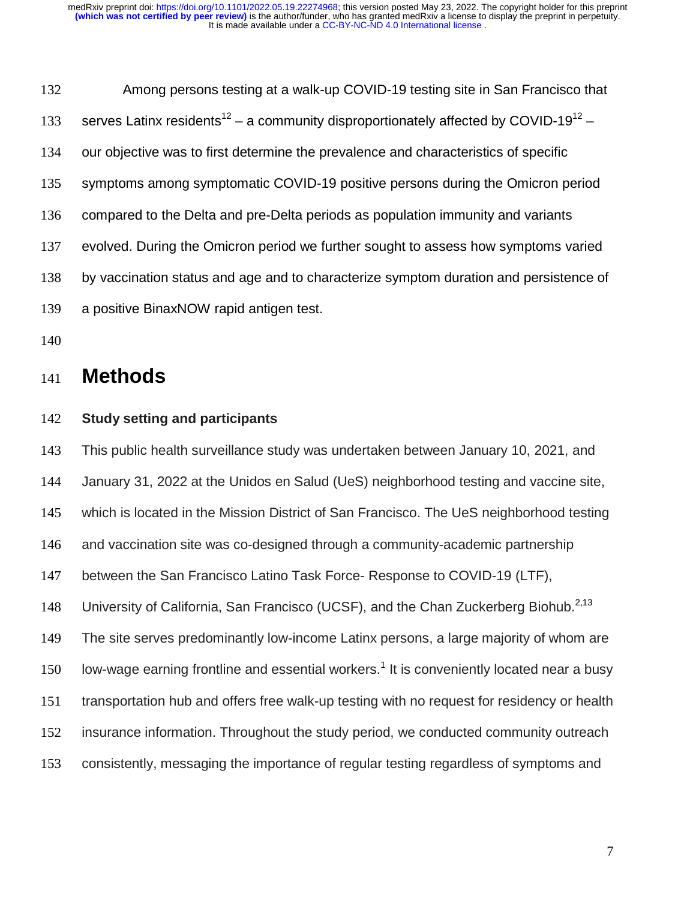Among persons testing at a walk-up COVID-19 testing site in San Francisco that serves Latinx residents[12] – a community disproportionately affected by COVID-19[12] – our objective was to first determine the prevalence and characteristics of specific symptoms among symptomatic COVID-19 positive persons during the Omicron period compared to the Delta and pre-Delta periods as population immunity and variants evolved. During the Omicron period we further sought to assess how symptoms varied by vaccination status and age and to characterize symptom duration and persistence of a positive BinaxNOW rapid antigen test.

## Methods

### Study setting and participants

This public health surveillance study was undertaken between January 10, 2021, and January 31, 2022 at the Unidos en Salud (UeS) neighborhood testing and vaccine site, which is located in the Mission District of San Francisco. The UeS neighborhood testing and vaccination site was co-designed through a community-academic partnership between the San Francisco Latino Task Force- Response to COVID-19 (LTF), University of California, San Francisco (UCSF), and the Chan Zuckerberg Biohub.[2,13] The site serves predominantly low-income Latinx persons, a large majority of whom are low-wage earning frontline and essential workers.[1] It is conveniently located near a busy transportation hub and offers free walk-up testing with no request for residency or health insurance information. Throughout the study period, we conducted community outreach consistently, messaging the importance of regular testing regardless of symptoms and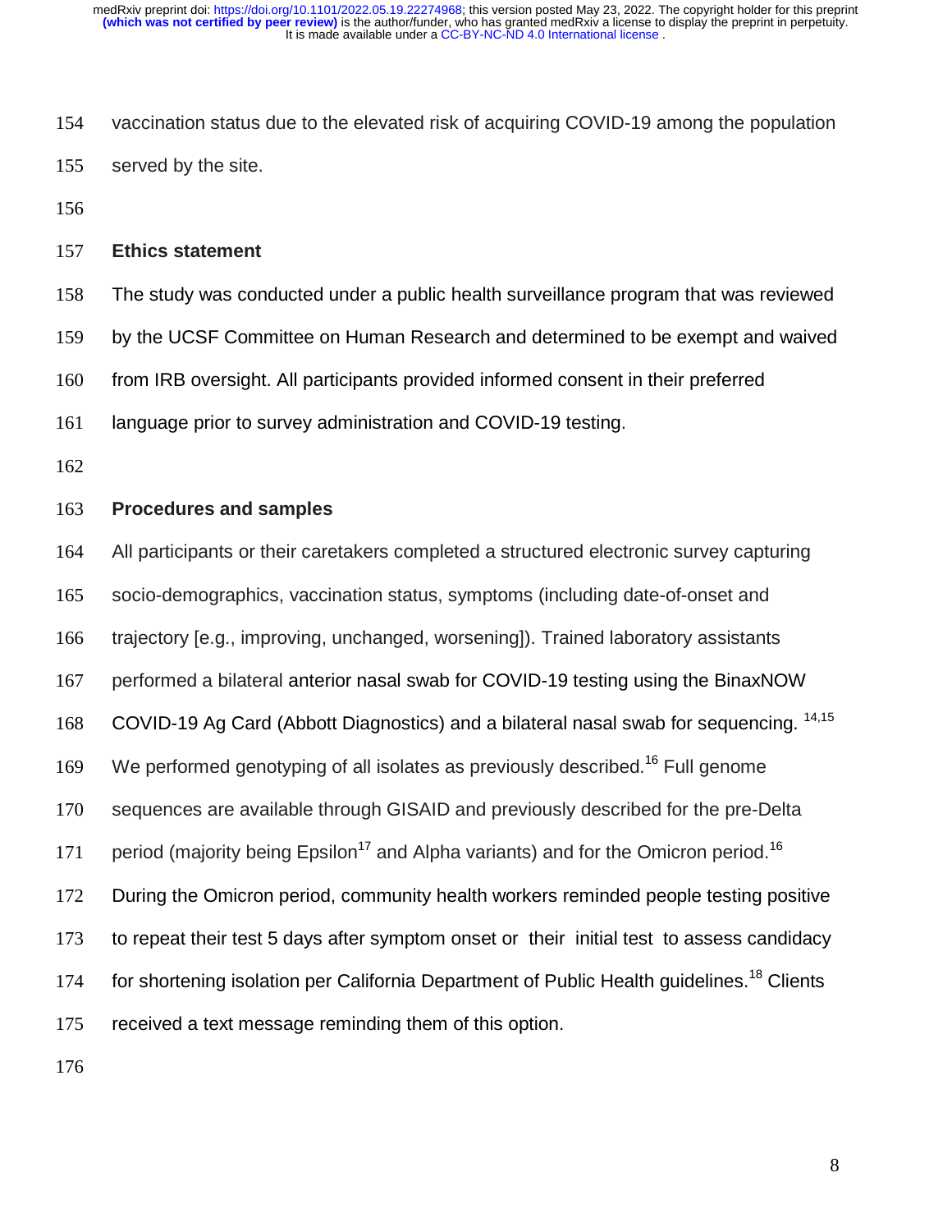vaccination status due to the elevated risk of acquiring COVID-19 among the population served by the site.

### Ethics statement

The study was conducted under a public health surveillance program that was reviewed by the UCSF Committee on Human Research and determined to be exempt and waived from IRB oversight. All participants provided informed consent in their preferred language prior to survey administration and COVID-19 testing.

### Procedures and samples

All participants or their caretakers completed a structured electronic survey capturing socio-demographics, vaccination status, symptoms (including date-of-onset and trajectory [e.g., improving, unchanged, worsening]). Trained laboratory assistants performed a bilateral anterior nasal swab for COVID-19 testing using the BinaxNOW COVID-19 Ag Card (Abbott Diagnostics) and a bilateral nasal swab for sequencing. [14,15] We performed genotyping of all isolates as previously described.[16] Full genome sequences are available through GISAID and previously described for the pre-Delta period (majority being Epsilon[17] and Alpha variants) and for the Omicron period.[16] During the Omicron period, community health workers reminded people testing positive to repeat their test 5 days after symptom onset or their initial test to assess candidacy for shortening isolation per California Department of Public Health guidelines.[18] Clients received a text message reminding them of this option.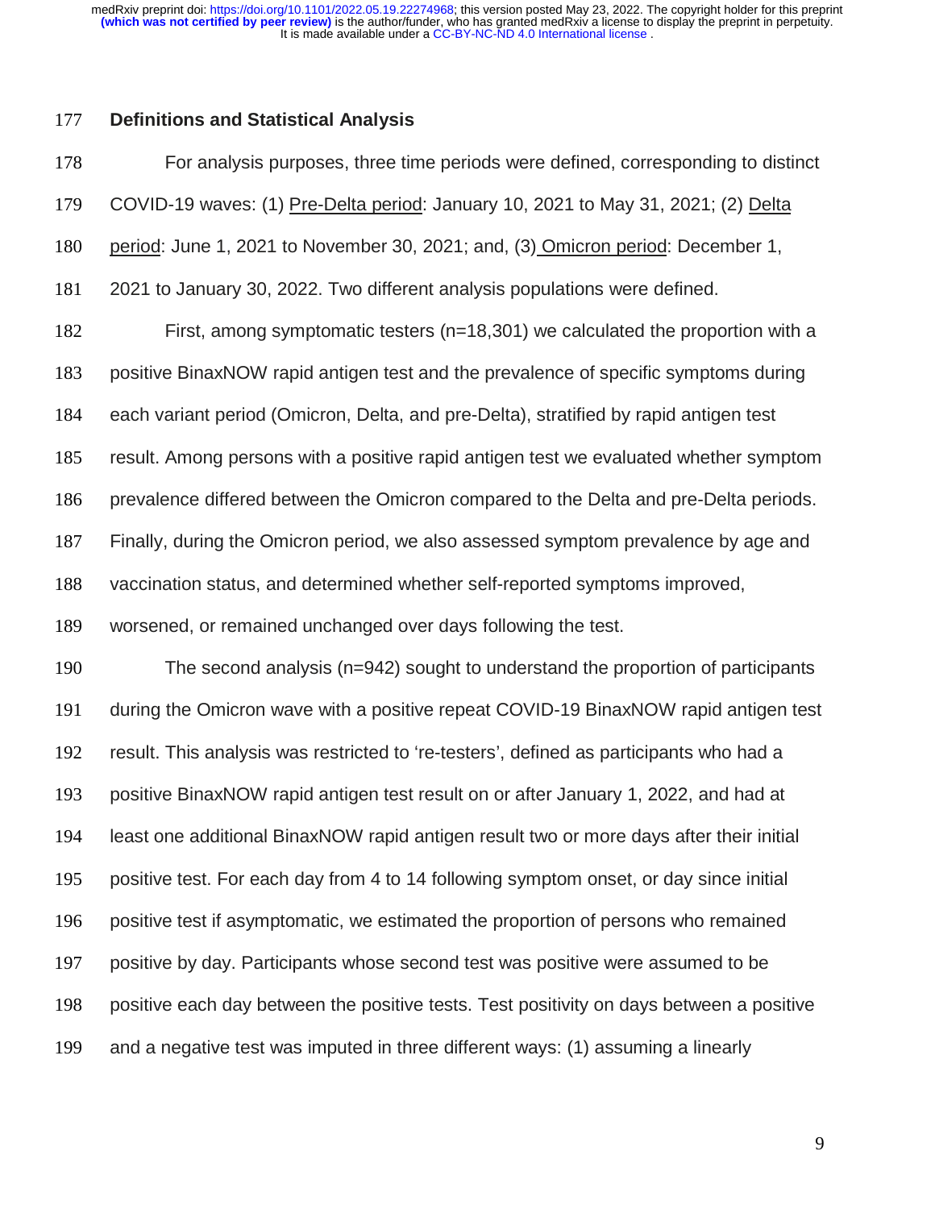## Definitions and Statistical Analysis

For analysis purposes, three time periods were defined, corresponding to distinct COVID-19 waves: (1) Pre-Delta period: January 10, 2021 to May 31, 2021; (2) Delta period: June 1, 2021 to November 30, 2021; and, (3) Omicron period: December 1, 2021 to January 30, 2022. Two different analysis populations were defined.

First, among symptomatic testers (n=18,301) we calculated the proportion with a positive BinaxNOW rapid antigen test and the prevalence of specific symptoms during each variant period (Omicron, Delta, and pre-Delta), stratified by rapid antigen test result. Among persons with a positive rapid antigen test we evaluated whether symptom prevalence differed between the Omicron compared to the Delta and pre-Delta periods. Finally, during the Omicron period, we also assessed symptom prevalence by age and vaccination status, and determined whether self-reported symptoms improved, worsened, or remained unchanged over days following the test.

The second analysis (n=942) sought to understand the proportion of participants during the Omicron wave with a positive repeat COVID-19 BinaxNOW rapid antigen test result. This analysis was restricted to 're-testers', defined as participants who had a positive BinaxNOW rapid antigen test result on or after January 1, 2022, and had at least one additional BinaxNOW rapid antigen result two or more days after their initial positive test. For each day from 4 to 14 following symptom onset, or day since initial positive test if asymptomatic, we estimated the proportion of persons who remained positive by day. Participants whose second test was positive were assumed to be positive each day between the positive tests. Test positivity on days between a positive and a negative test was imputed in three different ways: (1) assuming a linearly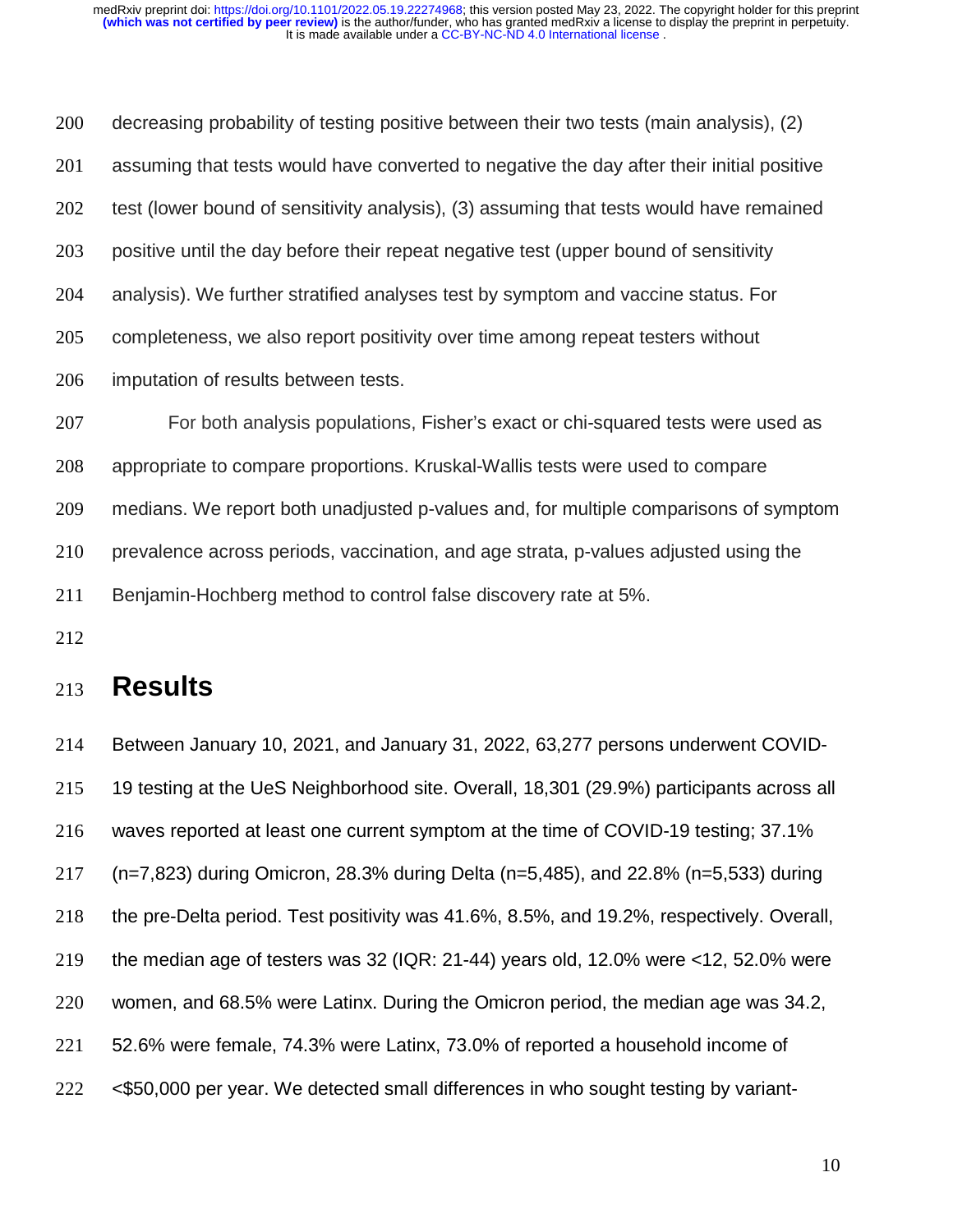decreasing probability of testing positive between their two tests (main analysis), (2) assuming that tests would have converted to negative the day after their initial positive test (lower bound of sensitivity analysis), (3) assuming that tests would have remained positive until the day before their repeat negative test (upper bound of sensitivity analysis). We further stratified analyses test by symptom and vaccine status. For completeness, we also report positivity over time among repeat testers without imputation of results between tests.

For both analysis populations, Fisher's exact or chi-squared tests were used as appropriate to compare proportions. Kruskal-Wallis tests were used to compare medians. We report both unadjusted p-values and, for multiple comparisons of symptom prevalence across periods, vaccination, and age strata, p-values adjusted using the Benjamin-Hochberg method to control false discovery rate at 5%.

## Results

Between January 10, 2021, and January 31, 2022, 63,277 persons underwent COVID-19 testing at the UeS Neighborhood site. Overall, 18,301 (29.9%) participants across all waves reported at least one current symptom at the time of COVID-19 testing; 37.1% (n=7,823) during Omicron, 28.3% during Delta (n=5,485), and 22.8% (n=5,533) during the pre-Delta period. Test positivity was 41.6%, 8.5%, and 19.2%, respectively. Overall, the median age of testers was 32 (IQR: 21-44) years old, 12.0% were <12, 52.0% were women, and 68.5% were Latinx. During the Omicron period, the median age was 34.2, 52.6% were female, 74.3% were Latinx, 73.0% of reported a household income of <$50,000 per year. We detected small differences in who sought testing by variant-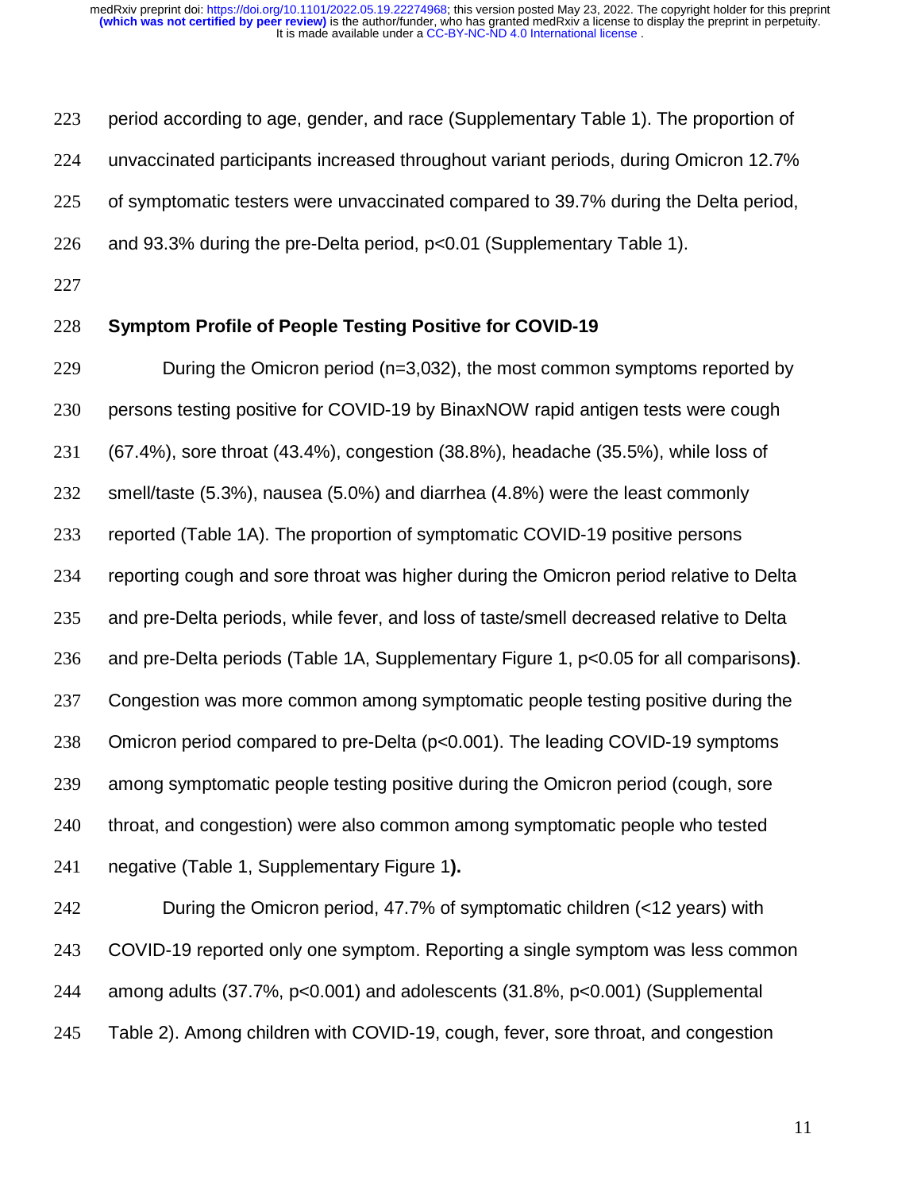period according to age, gender, and race (Supplementary Table 1). The proportion of unvaccinated participants increased throughout variant periods, during Omicron 12.7% of symptomatic testers were unvaccinated compared to 39.7% during the Delta period, and 93.3% during the pre-Delta period, $p<0.01$ (Supplementary Table 1).

**Symptom Profile of People Testing Positive for COVID-19**

During the Omicron period (n=3,032), the most common symptoms reported by persons testing positive for COVID-19 by BinaxNOW rapid antigen tests were cough (67.4%), sore throat (43.4%), congestion (38.8%), headache (35.5%), while loss of smell/taste (5.3%), nausea (5.0%) and diarrhea (4.8%) were the least commonly reported (Table 1A). The proportion of symptomatic COVID-19 positive persons reporting cough and sore throat was higher during the Omicron period relative to Delta and pre-Delta periods, while fever, and loss of taste/smell decreased relative to Delta and pre-Delta periods (Table 1A, Supplementary Figure 1, $p<0.05$ for all comparisons**)**. Congestion was more common among symptomatic people testing positive during the Omicron period compared to pre-Delta ($p<0.001$). The leading COVID-19 symptoms among symptomatic people testing positive during the Omicron period (cough, sore throat, and congestion) were also common among symptomatic people who tested negative (Table 1, Supplementary Figure 1**).**

During the Omicron period, 47.7% of symptomatic children (<12 years) with COVID-19 reported only one symptom. Reporting a single symptom was less common among adults (37.7%, $p<0.001$) and adolescents (31.8%, $p<0.001$) (Supplemental Table 2). Among children with COVID-19, cough, fever, sore throat, and congestion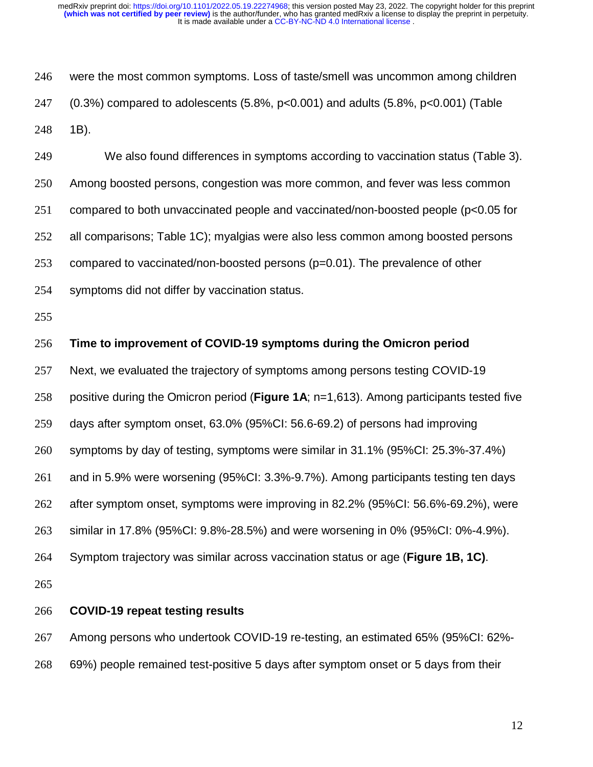were the most common symptoms. Loss of taste/smell was uncommon among children (0.3%) compared to adolescents (5.8%, p<0.001) and adults (5.8%, p<0.001) (Table 1B).

We also found differences in symptoms according to vaccination status (Table 3). Among boosted persons, congestion was more common, and fever was less common compared to both unvaccinated people and vaccinated/non-boosted people (p<0.05 for all comparisons; Table 1C); myalgias were also less common among boosted persons compared to vaccinated/non-boosted persons (p=0.01). The prevalence of other symptoms did not differ by vaccination status.

**Time to improvement of COVID-19 symptoms during the Omicron period**

Next, we evaluated the trajectory of symptoms among persons testing COVID-19 positive during the Omicron period (**Figure 1A**; n=1,613). Among participants tested five days after symptom onset, 63.0% (95%CI: 56.6-69.2) of persons had improving symptoms by day of testing, symptoms were similar in 31.1% (95%CI: 25.3%-37.4%) and in 5.9% were worsening (95%CI: 3.3%-9.7%). Among participants testing ten days after symptom onset, symptoms were improving in 82.2% (95%CI: 56.6%-69.2%), were similar in 17.8% (95%CI: 9.8%-28.5%) and were worsening in 0% (95%CI: 0%-4.9%). Symptom trajectory was similar across vaccination status or age (**Figure 1B, 1C)**.

**COVID-19 repeat testing results**

Among persons who undertook COVID-19 re-testing, an estimated 65% (95%CI: 62%-69%) people remained test-positive 5 days after symptom onset or 5 days from their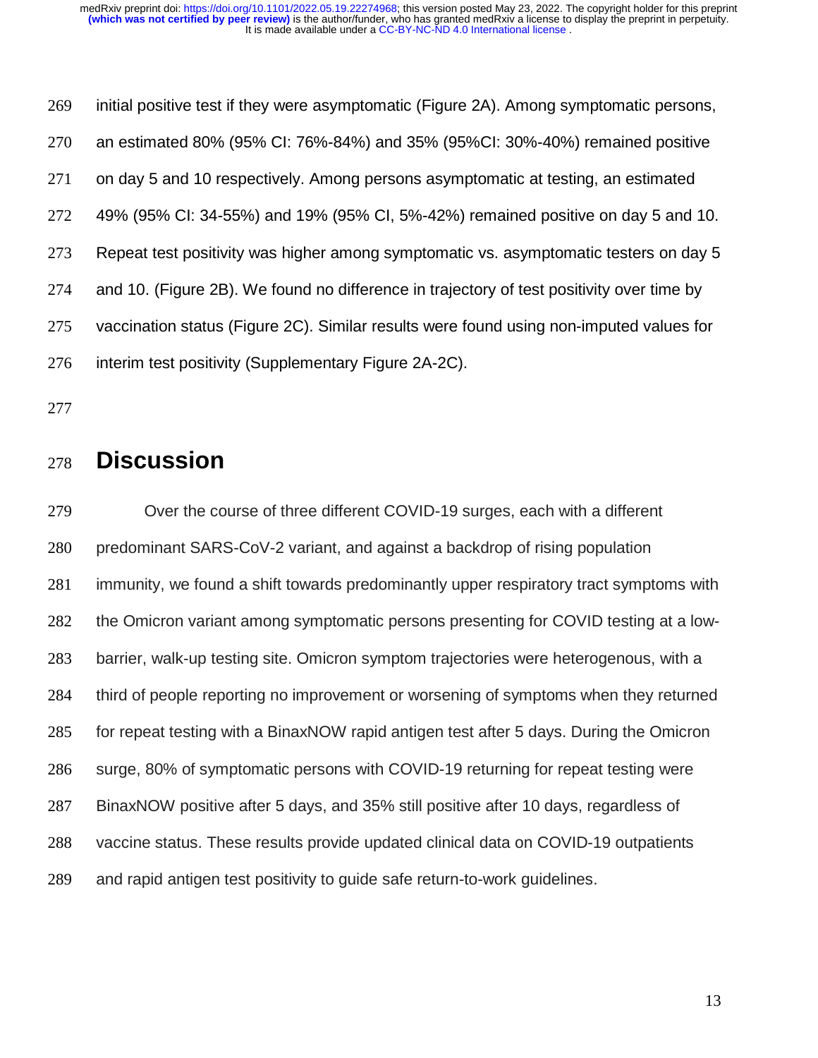initial positive test if they were asymptomatic (Figure 2A). Among symptomatic persons, an estimated 80% (95% CI: 76%-84%) and 35% (95%CI: 30%-40%) remained positive on day 5 and 10 respectively. Among persons asymptomatic at testing, an estimated 49% (95% CI: 34-55%) and 19% (95% CI, 5%-42%) remained positive on day 5 and 10. Repeat test positivity was higher among symptomatic vs. asymptomatic testers on day 5 and 10. (Figure 2B). We found no difference in trajectory of test positivity over time by vaccination status (Figure 2C). Similar results were found using non-imputed values for interim test positivity (Supplementary Figure 2A-2C).

# Discussion

Over the course of three different COVID-19 surges, each with a different predominant SARS-CoV-2 variant, and against a backdrop of rising population immunity, we found a shift towards predominantly upper respiratory tract symptoms with the Omicron variant among symptomatic persons presenting for COVID testing at a low-barrier, walk-up testing site. Omicron symptom trajectories were heterogenous, with a third of people reporting no improvement or worsening of symptoms when they returned for repeat testing with a BinaxNOW rapid antigen test after 5 days. During the Omicron surge, 80% of symptomatic persons with COVID-19 returning for repeat testing were BinaxNOW positive after 5 days, and 35% still positive after 10 days, regardless of vaccine status. These results provide updated clinical data on COVID-19 outpatients and rapid antigen test positivity to guide safe return-to-work guidelines.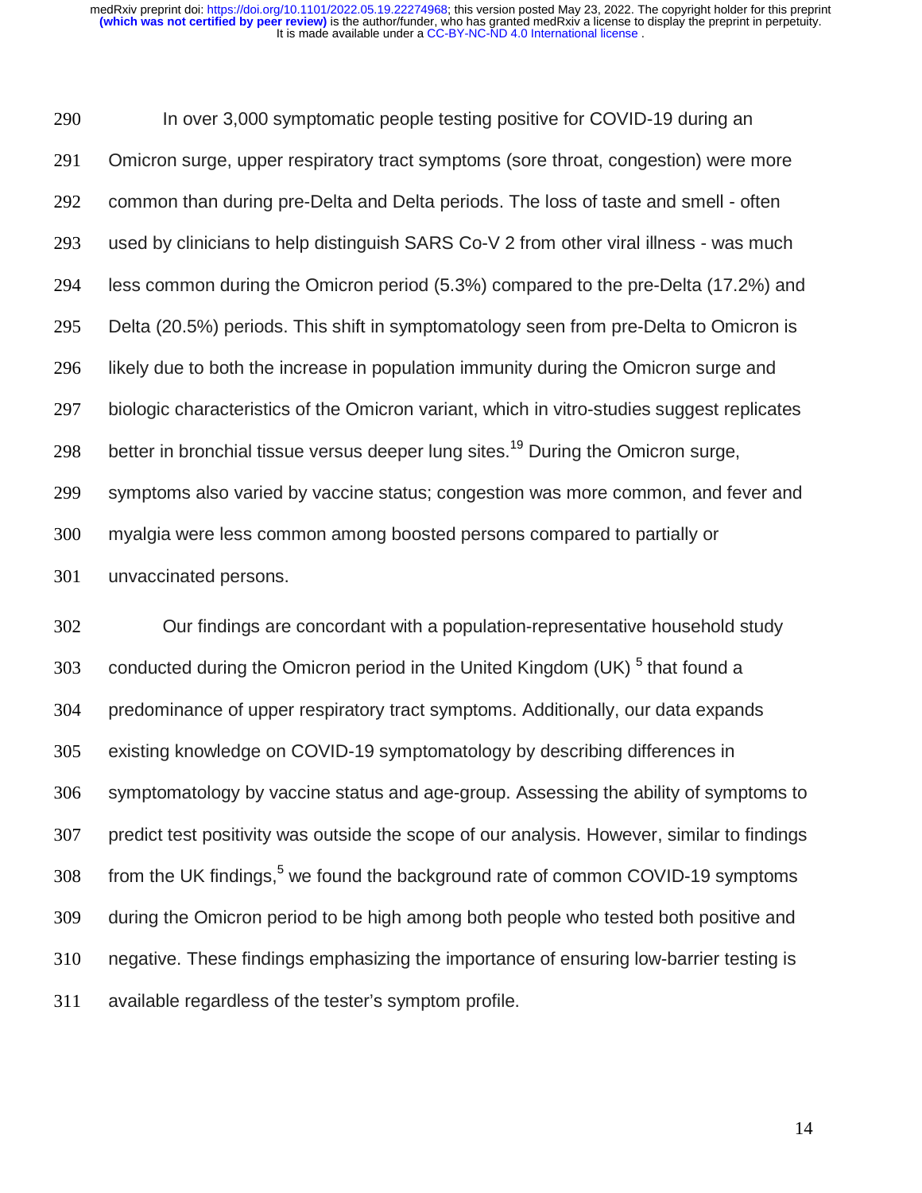In over 3,000 symptomatic people testing positive for COVID-19 during an Omicron surge, upper respiratory tract symptoms (sore throat, congestion) were more common than during pre-Delta and Delta periods. The loss of taste and smell - often used by clinicians to help distinguish SARS Co-V 2 from other viral illness - was much less common during the Omicron period (5.3%) compared to the pre-Delta (17.2%) and Delta (20.5%) periods. This shift in symptomatology seen from pre-Delta to Omicron is likely due to both the increase in population immunity during the Omicron surge and biologic characteristics of the Omicron variant, which in vitro-studies suggest replicates better in bronchial tissue versus deeper lung sites.[19] During the Omicron surge, symptoms also varied by vaccine status; congestion was more common, and fever and myalgia were less common among boosted persons compared to partially or unvaccinated persons.

Our findings are concordant with a population-representative household study conducted during the Omicron period in the United Kingdom (UK) [5] that found a predominance of upper respiratory tract symptoms. Additionally, our data expands existing knowledge on COVID-19 symptomatology by describing differences in symptomatology by vaccine status and age-group. Assessing the ability of symptoms to predict test positivity was outside the scope of our analysis. However, similar to findings from the UK findings,[5] we found the background rate of common COVID-19 symptoms during the Omicron period to be high among both people who tested both positive and negative. These findings emphasizing the importance of ensuring low-barrier testing is available regardless of the tester's symptom profile.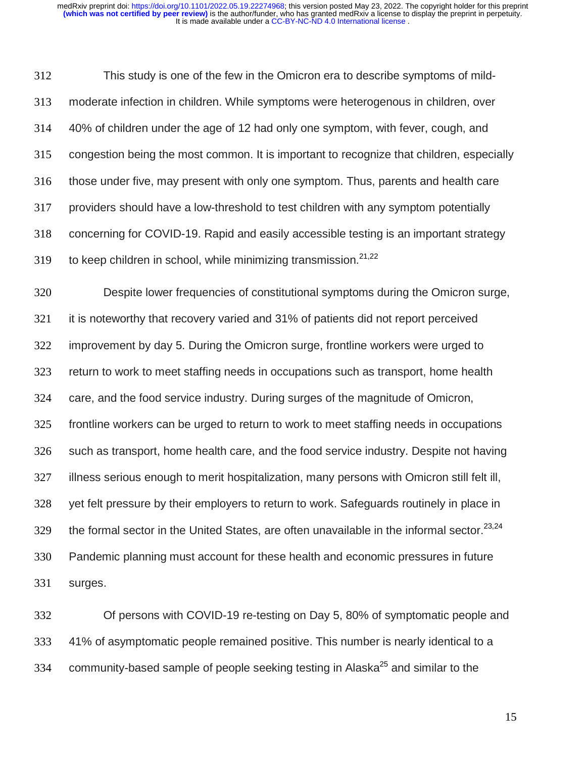This study is one of the few in the Omicron era to describe symptoms of mild-moderate infection in children. While symptoms were heterogenous in children, over 40% of children under the age of 12 had only one symptom, with fever, cough, and congestion being the most common. It is important to recognize that children, especially those under five, may present with only one symptom. Thus, parents and health care providers should have a low-threshold to test children with any symptom potentially concerning for COVID-19. Rapid and easily accessible testing is an important strategy to keep children in school, while minimizing transmission.[21,22]

Despite lower frequencies of constitutional symptoms during the Omicron surge, it is noteworthy that recovery varied and 31% of patients did not report perceived improvement by day 5. During the Omicron surge, frontline workers were urged to return to work to meet staffing needs in occupations such as transport, home health care, and the food service industry. During surges of the magnitude of Omicron, frontline workers can be urged to return to work to meet staffing needs in occupations such as transport, home health care, and the food service industry. Despite not having illness serious enough to merit hospitalization, many persons with Omicron still felt ill, yet felt pressure by their employers to return to work. Safeguards routinely in place in the formal sector in the United States, are often unavailable in the informal sector.[23,24] Pandemic planning must account for these health and economic pressures in future surges.

Of persons with COVID-19 re-testing on Day 5, 80% of symptomatic people and 41% of asymptomatic people remained positive. This number is nearly identical to a community-based sample of people seeking testing in Alaska[25] and similar to the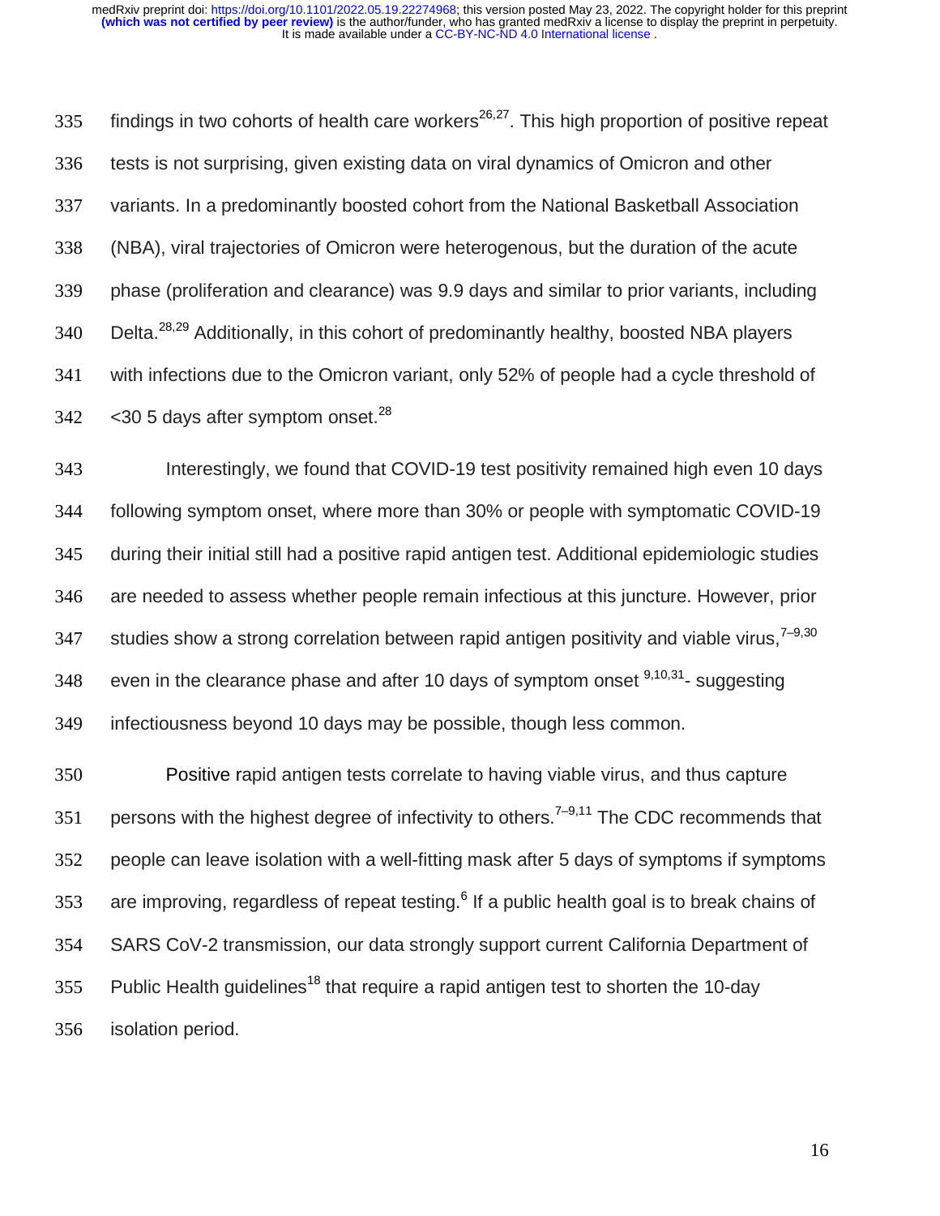findings in two cohorts of health care workers[26,27]. This high proportion of positive repeat tests is not surprising, given existing data on viral dynamics of Omicron and other variants. In a predominantly boosted cohort from the National Basketball Association (NBA), viral trajectories of Omicron were heterogenous, but the duration of the acute phase (proliferation and clearance) was 9.9 days and similar to prior variants, including Delta.[28,29] Additionally, in this cohort of predominantly healthy, boosted NBA players with infections due to the Omicron variant, only 52% of people had a cycle threshold of <30 5 days after symptom onset.[28]

Interestingly, we found that COVID-19 test positivity remained high even 10 days following symptom onset, where more than 30% or people with symptomatic COVID-19 during their initial still had a positive rapid antigen test. Additional epidemiologic studies are needed to assess whether people remain infectious at this juncture. However, prior studies show a strong correlation between rapid antigen positivity and viable virus,[7–9,30] even in the clearance phase and after 10 days of symptom onset [9,10,31]- suggesting infectiousness beyond 10 days may be possible, though less common.

Positive rapid antigen tests correlate to having viable virus, and thus capture persons with the highest degree of infectivity to others.[7–9,11] The CDC recommends that people can leave isolation with a well-fitting mask after 5 days of symptoms if symptoms are improving, regardless of repeat testing.[6] If a public health goal is to break chains of SARS CoV-2 transmission, our data strongly support current California Department of Public Health guidelines[18] that require a rapid antigen test to shorten the 10-day isolation period.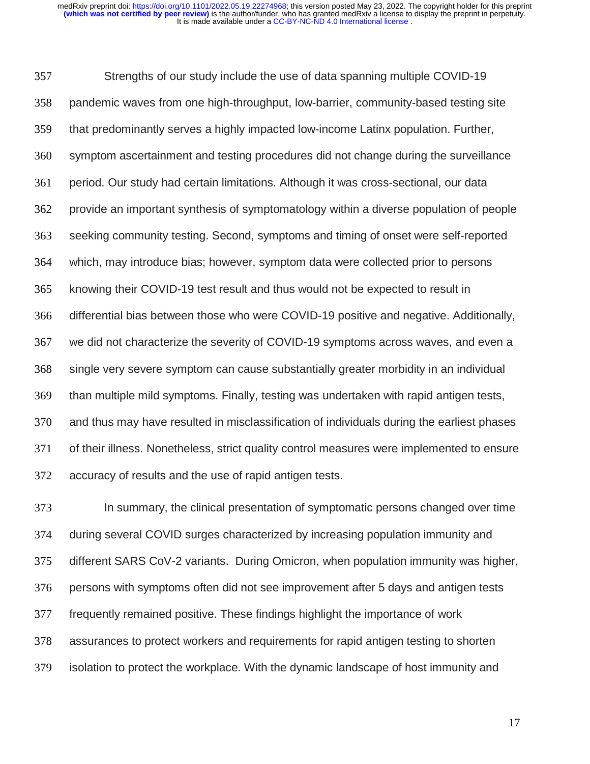Strengths of our study include the use of data spanning multiple COVID-19 pandemic waves from one high-throughput, low-barrier, community-based testing site that predominantly serves a highly impacted low-income Latinx population. Further, symptom ascertainment and testing procedures did not change during the surveillance period. Our study had certain limitations. Although it was cross-sectional, our data provide an important synthesis of symptomatology within a diverse population of people seeking community testing. Second, symptoms and timing of onset were self-reported which, may introduce bias; however, symptom data were collected prior to persons knowing their COVID-19 test result and thus would not be expected to result in differential bias between those who were COVID-19 positive and negative. Additionally, we did not characterize the severity of COVID-19 symptoms across waves, and even a single very severe symptom can cause substantially greater morbidity in an individual than multiple mild symptoms. Finally, testing was undertaken with rapid antigen tests, and thus may have resulted in misclassification of individuals during the earliest phases of their illness. Nonetheless, strict quality control measures were implemented to ensure accuracy of results and the use of rapid antigen tests.

In summary, the clinical presentation of symptomatic persons changed over time during several COVID surges characterized by increasing population immunity and different SARS CoV-2 variants. During Omicron, when population immunity was higher, persons with symptoms often did not see improvement after 5 days and antigen tests frequently remained positive. These findings highlight the importance of work assurances to protect workers and requirements for rapid antigen testing to shorten isolation to protect the workplace. With the dynamic landscape of host immunity and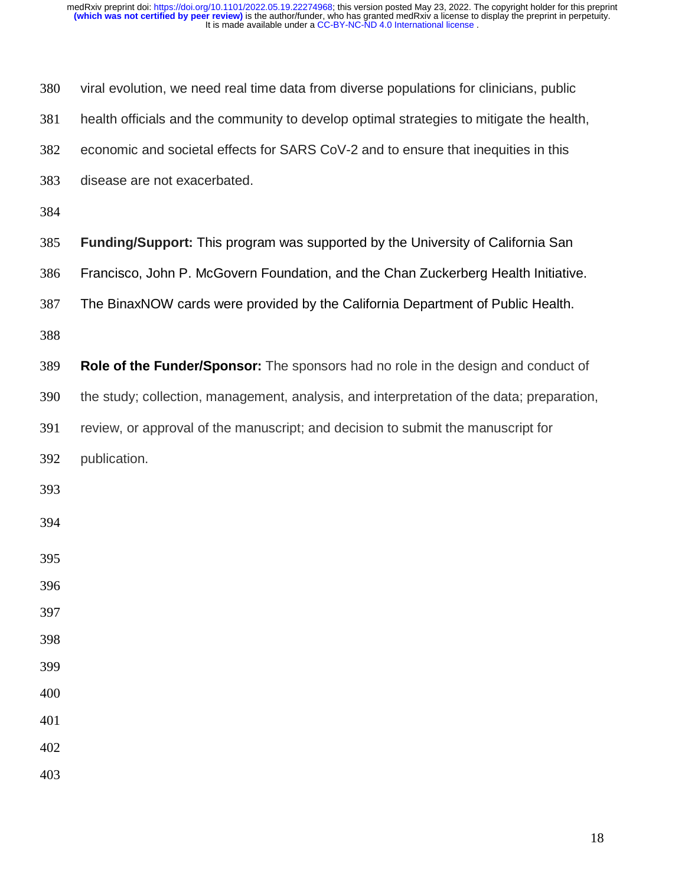viral evolution, we need real time data from diverse populations for clinicians, public health officials and the community to develop optimal strategies to mitigate the health, economic and societal effects for SARS CoV-2 and to ensure that inequities in this disease are not exacerbated.

**Funding/Support:** This program was supported by the University of California San Francisco, John P. McGovern Foundation, and the Chan Zuckerberg Health Initiative. The BinaxNOW cards were provided by the California Department of Public Health.

**Role of the Funder/Sponsor:** The sponsors had no role in the design and conduct of the study; collection, management, analysis, and interpretation of the data; preparation, review, or approval of the manuscript; and decision to submit the manuscript for publication.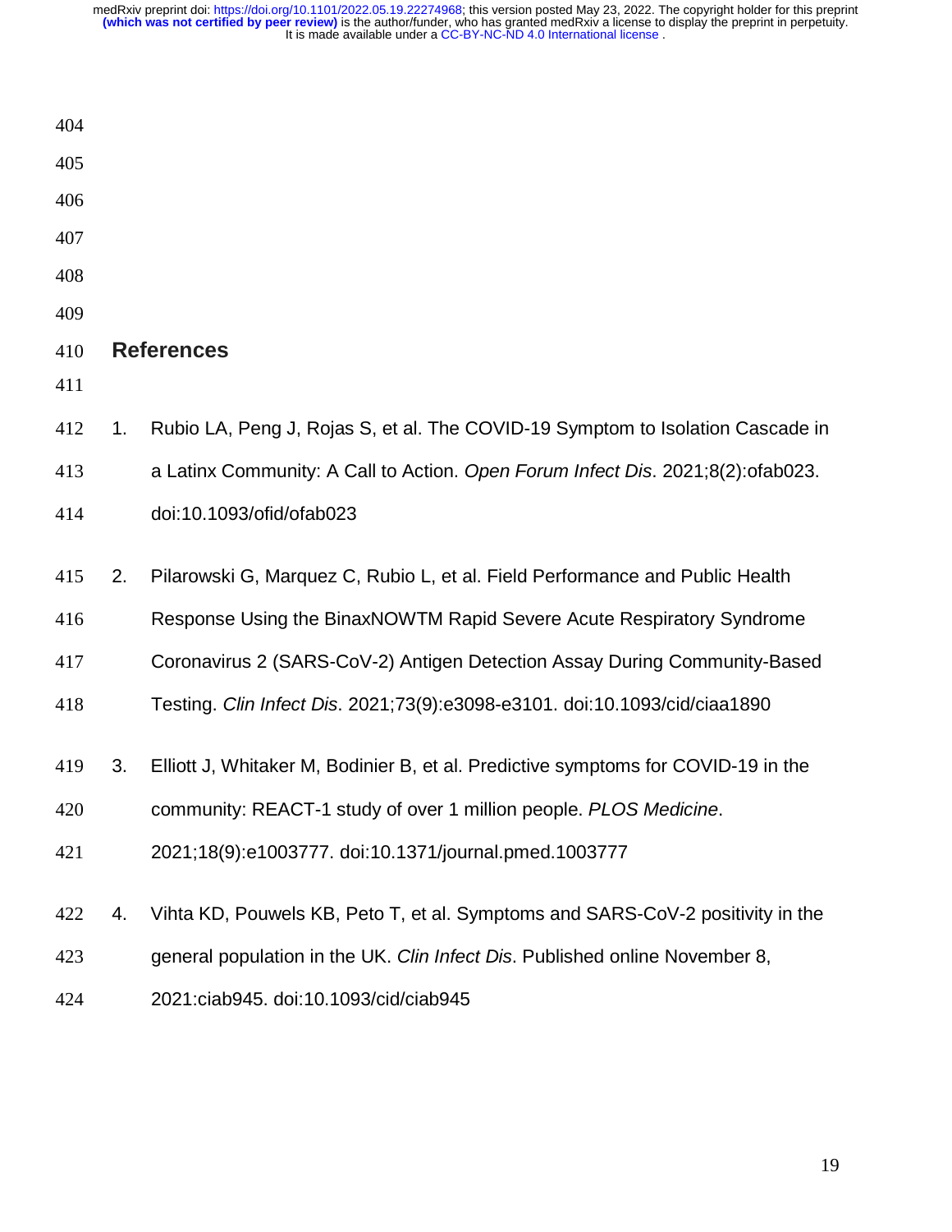## References

1. Rubio LA, Peng J, Rojas S, et al. The COVID-19 Symptom to Isolation Cascade in a Latinx Community: A Call to Action. *Open Forum Infect Dis*. 2021;8(2):ofab023. doi:10.1093/ofid/ofab023

2. Pilarowski G, Marquez C, Rubio L, et al. Field Performance and Public Health Response Using the BinaxNOWTM Rapid Severe Acute Respiratory Syndrome Coronavirus 2 (SARS-CoV-2) Antigen Detection Assay During Community-Based Testing. *Clin Infect Dis*. 2021;73(9):e3098-e3101. doi:10.1093/cid/ciaa1890

3. Elliott J, Whitaker M, Bodinier B, et al. Predictive symptoms for COVID-19 in the community: REACT-1 study of over 1 million people. *PLOS Medicine*. 2021;18(9):e1003777. doi:10.1371/journal.pmed.1003777

4. Vihta KD, Pouwels KB, Peto T, et al. Symptoms and SARS-CoV-2 positivity in the general population in the UK. *Clin Infect Dis*. Published online November 8, 2021:ciab945. doi:10.1093/cid/ciab945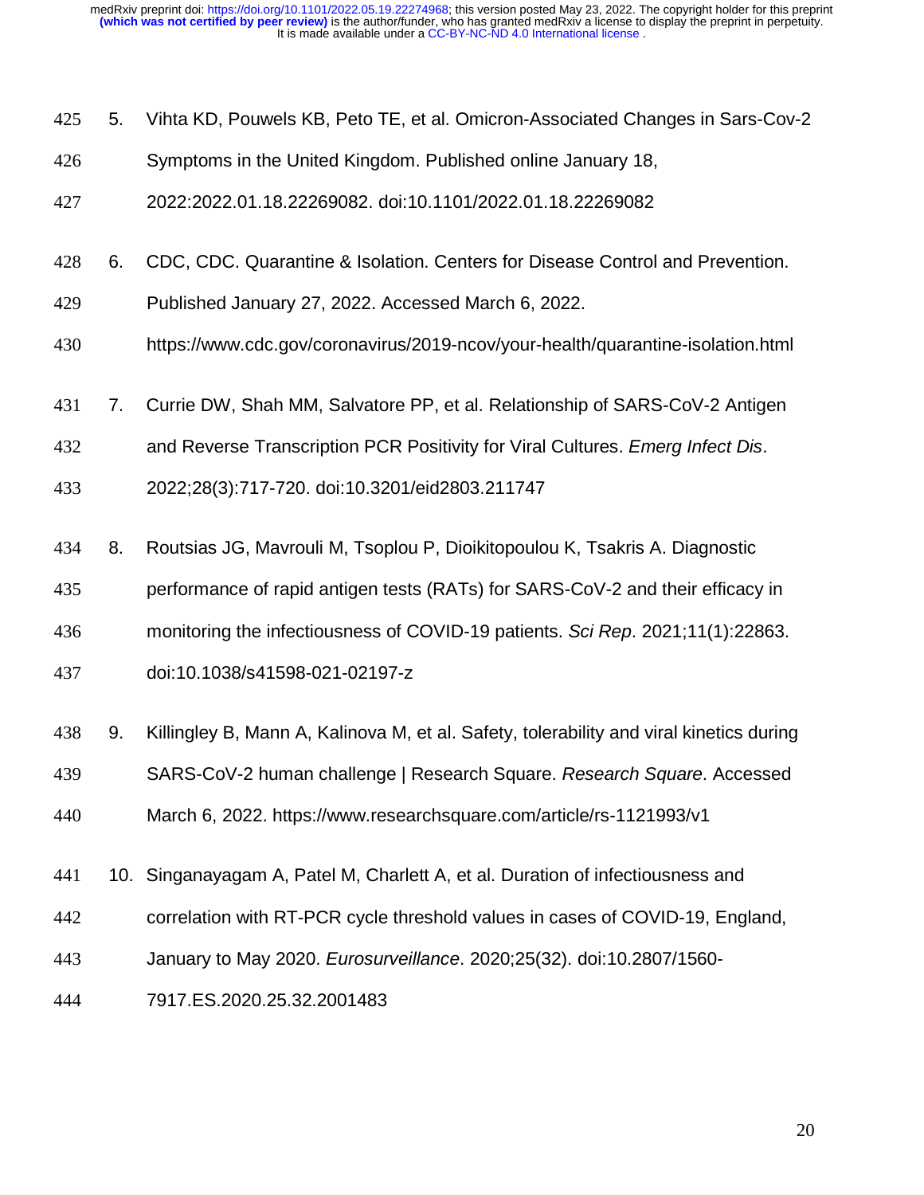5. Vihta KD, Pouwels KB, Peto TE, et al. Omicron-Associated Changes in Sars-Cov-2 Symptoms in the United Kingdom. Published online January 18, 2022:2022.01.18.22269082. doi:10.1101/2022.01.18.22269082

6. CDC, CDC. Quarantine & Isolation. Centers for Disease Control and Prevention. Published January 27, 2022. Accessed March 6, 2022. https://www.cdc.gov/coronavirus/2019-ncov/your-health/quarantine-isolation.html

7. Currie DW, Shah MM, Salvatore PP, et al. Relationship of SARS-CoV-2 Antigen and Reverse Transcription PCR Positivity for Viral Cultures. *Emerg Infect Dis*. 2022;28(3):717-720. doi:10.3201/eid2803.211747

8. Routsias JG, Mavrouli M, Tsoplou P, Dioikitopoulou K, Tsakris A. Diagnostic performance of rapid antigen tests (RATs) for SARS-CoV-2 and their efficacy in monitoring the infectiousness of COVID-19 patients. *Sci Rep*. 2021;11(1):22863. doi:10.1038/s41598-021-02197-z

9. Killingley B, Mann A, Kalinova M, et al. Safety, tolerability and viral kinetics during SARS-CoV-2 human challenge | Research Square. *Research Square*. Accessed March 6, 2022. https://www.researchsquare.com/article/rs-1121993/v1

10. Singanayagam A, Patel M, Charlett A, et al. Duration of infectiousness and correlation with RT-PCR cycle threshold values in cases of COVID-19, England, January to May 2020. *Eurosurveillance*. 2020;25(32). doi:10.2807/1560-7917.ES.2020.25.32.2001483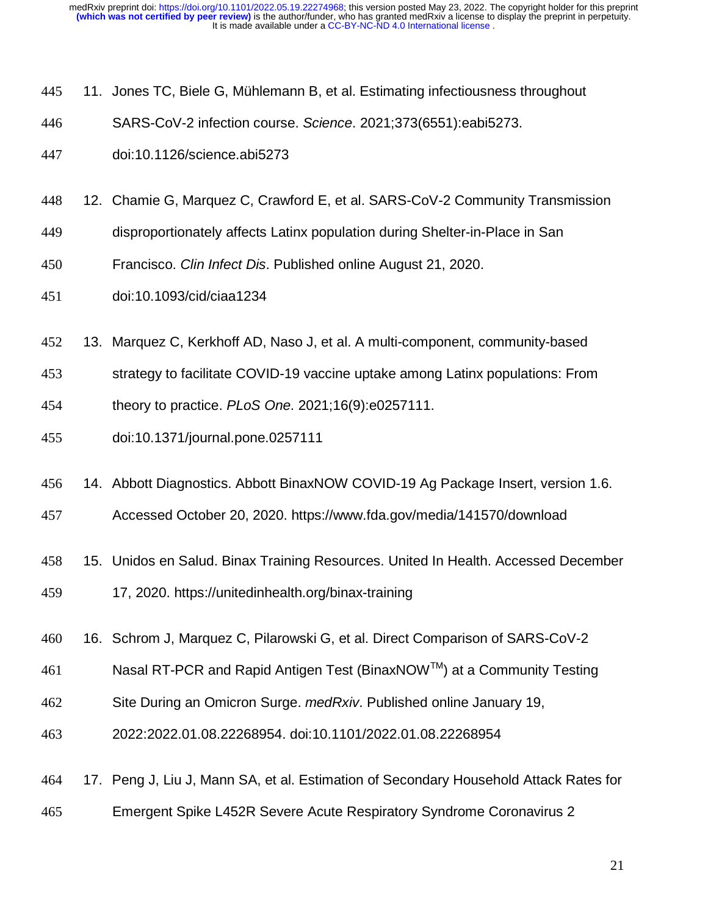11. Jones TC, Biele G, Mühlemann B, et al. Estimating infectiousness throughout SARS-CoV-2 infection course. *Science*. 2021;373(6551):eabi5273. doi:10.1126/science.abi5273

12. Chamie G, Marquez C, Crawford E, et al. SARS-CoV-2 Community Transmission disproportionately affects Latinx population during Shelter-in-Place in San Francisco. *Clin Infect Dis*. Published online August 21, 2020. doi:10.1093/cid/ciaa1234

13. Marquez C, Kerkhoff AD, Naso J, et al. A multi-component, community-based strategy to facilitate COVID-19 vaccine uptake among Latinx populations: From theory to practice. *PLoS One*. 2021;16(9):e0257111. doi:10.1371/journal.pone.0257111

14. Abbott Diagnostics. Abbott BinaxNOW COVID-19 Ag Package Insert, version 1.6. Accessed October 20, 2020. https://www.fda.gov/media/141570/download

15. Unidos en Salud. Binax Training Resources. United In Health. Accessed December 17, 2020. https://unitedinhealth.org/binax-training

16. Schrom J, Marquez C, Pilarowski G, et al. Direct Comparison of SARS-CoV-2 Nasal RT-PCR and Rapid Antigen Test (BinaxNOW™) at a Community Testing Site During an Omicron Surge. *medRxiv*. Published online January 19, 2022:2022.01.08.22268954. doi:10.1101/2022.01.08.22268954

17. Peng J, Liu J, Mann SA, et al. Estimation of Secondary Household Attack Rates for Emergent Spike L452R Severe Acute Respiratory Syndrome Coronavirus 2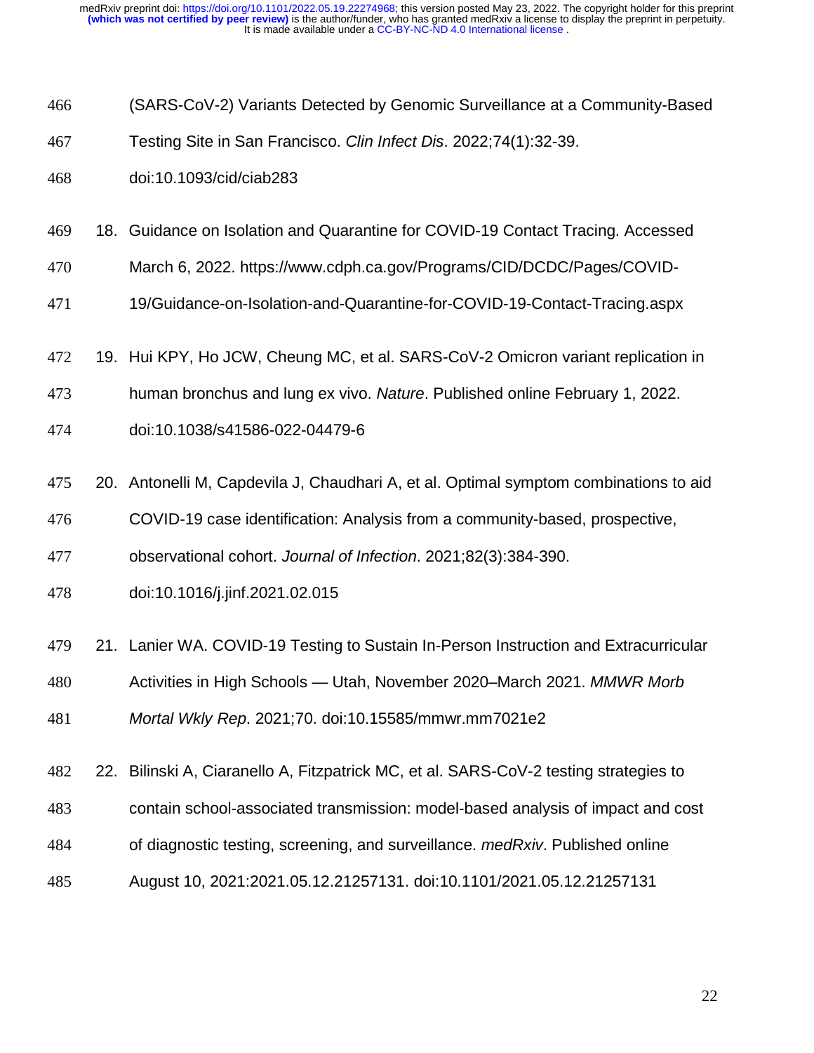(SARS-CoV-2) Variants Detected by Genomic Surveillance at a Community-Based Testing Site in San Francisco. *Clin Infect Dis*. 2022;74(1):32-39. doi:10.1093/cid/ciab283

18. Guidance on Isolation and Quarantine for COVID-19 Contact Tracing. Accessed March 6, 2022. https://www.cdph.ca.gov/Programs/CID/DCDC/Pages/COVID-19/Guidance-on-Isolation-and-Quarantine-for-COVID-19-Contact-Tracing.aspx

19. Hui KPY, Ho JCW, Cheung MC, et al. SARS-CoV-2 Omicron variant replication in human bronchus and lung ex vivo. *Nature*. Published online February 1, 2022. doi:10.1038/s41586-022-04479-6

20. Antonelli M, Capdevila J, Chaudhari A, et al. Optimal symptom combinations to aid COVID-19 case identification: Analysis from a community-based, prospective, observational cohort. *Journal of Infection*. 2021;82(3):384-390. doi:10.1016/j.jinf.2021.02.015

21. Lanier WA. COVID-19 Testing to Sustain In-Person Instruction and Extracurricular Activities in High Schools — Utah, November 2020–March 2021. *MMWR Morb Mortal Wkly Rep*. 2021;70. doi:10.15585/mmwr.mm7021e2

22. Bilinski A, Ciaranello A, Fitzpatrick MC, et al. SARS-CoV-2 testing strategies to contain school-associated transmission: model-based analysis of impact and cost of diagnostic testing, screening, and surveillance. *medRxiv*. Published online August 10, 2021:2021.05.12.21257131. doi:10.1101/2021.05.12.21257131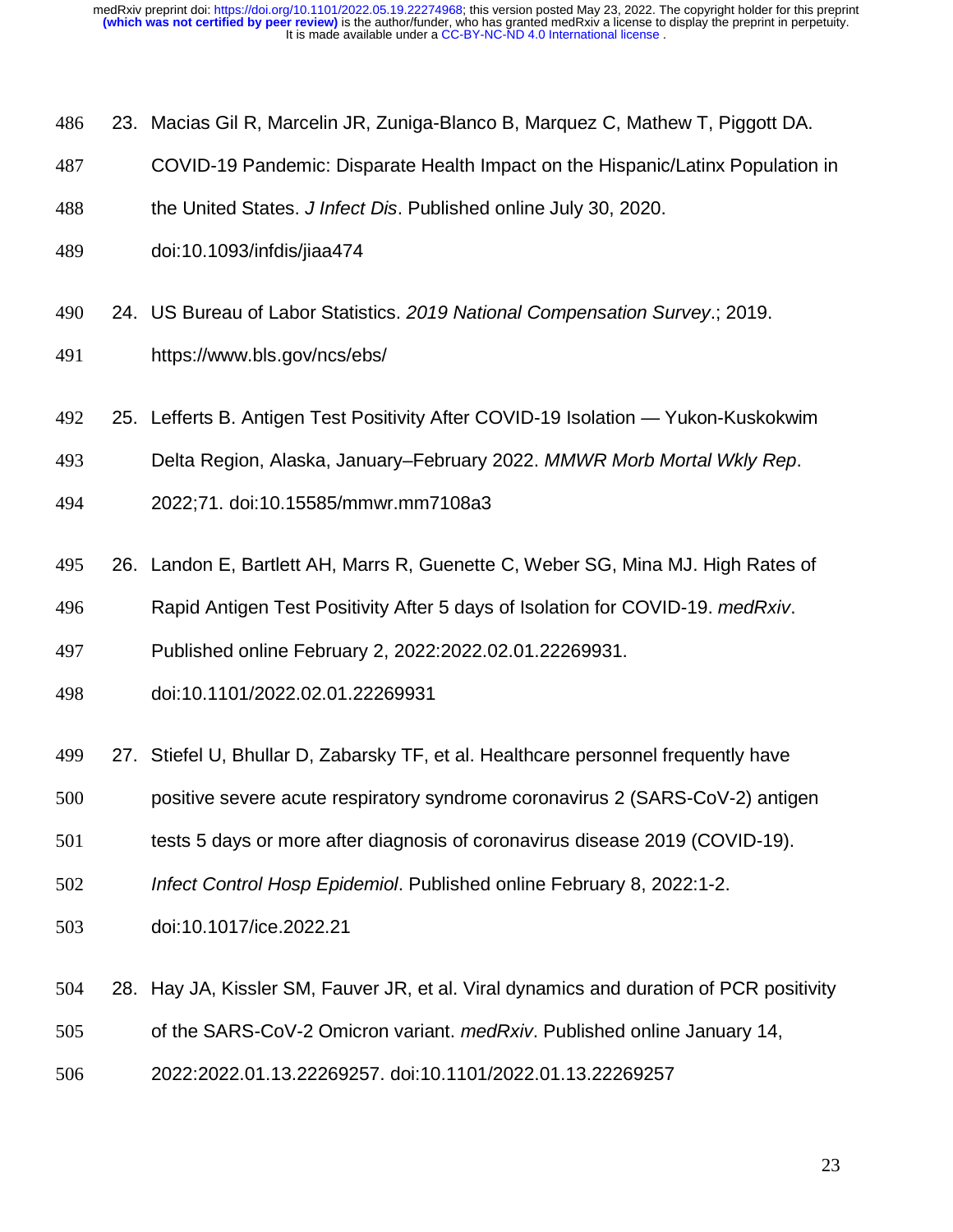23. Macias Gil R, Marcelin JR, Zuniga-Blanco B, Marquez C, Mathew T, Piggott DA. COVID-19 Pandemic: Disparate Health Impact on the Hispanic/Latinx Population in the United States. *J Infect Dis*. Published online July 30, 2020. doi:10.1093/infdis/jiaa474

24. US Bureau of Labor Statistics. *2019 National Compensation Survey*.; 2019. https://www.bls.gov/ncs/ebs/

25. Lefferts B. Antigen Test Positivity After COVID-19 Isolation — Yukon-Kuskokwim Delta Region, Alaska, January–February 2022. *MMWR Morb Mortal Wkly Rep*. 2022;71. doi:10.15585/mmwr.mm7108a3

26. Landon E, Bartlett AH, Marrs R, Guenette C, Weber SG, Mina MJ. High Rates of Rapid Antigen Test Positivity After 5 days of Isolation for COVID-19. *medRxiv*. Published online February 2, 2022:2022.02.01.22269931. doi:10.1101/2022.02.01.22269931

27. Stiefel U, Bhullar D, Zabarsky TF, et al. Healthcare personnel frequently have positive severe acute respiratory syndrome coronavirus 2 (SARS-CoV-2) antigen tests 5 days or more after diagnosis of coronavirus disease 2019 (COVID-19). *Infect Control Hosp Epidemiol*. Published online February 8, 2022:1-2. doi:10.1017/ice.2022.21

28. Hay JA, Kissler SM, Fauver JR, et al. Viral dynamics and duration of PCR positivity of the SARS-CoV-2 Omicron variant. *medRxiv*. Published online January 14, 2022:2022.01.13.22269257. doi:10.1101/2022.01.13.22269257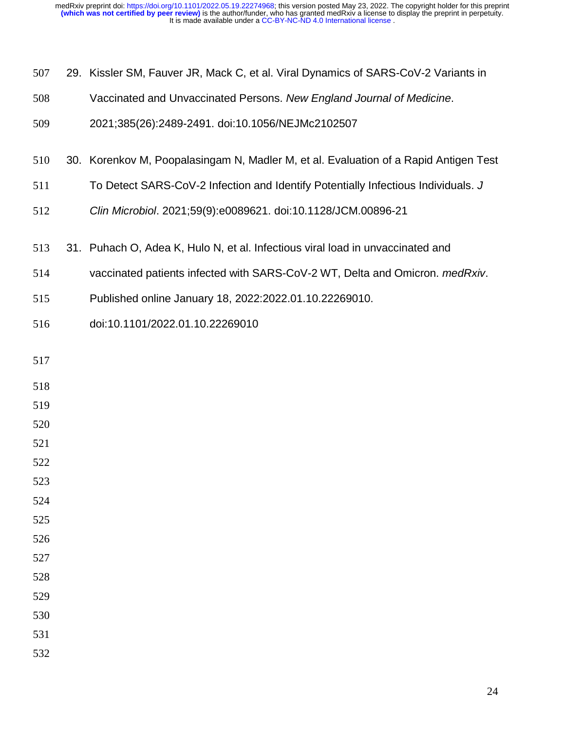29. Kissler SM, Fauver JR, Mack C, et al. Viral Dynamics of SARS-CoV-2 Variants in Vaccinated and Unvaccinated Persons. *New England Journal of Medicine*. 2021;385(26):2489-2491. doi:10.1056/NEJMc2102507

30. Korenkov M, Poopalasingam N, Madler M, et al. Evaluation of a Rapid Antigen Test To Detect SARS-CoV-2 Infection and Identify Potentially Infectious Individuals. *J Clin Microbiol*. 2021;59(9):e0089621. doi:10.1128/JCM.00896-21

31. Puhach O, Adea K, Hulo N, et al. Infectious viral load in unvaccinated and vaccinated patients infected with SARS-CoV-2 WT, Delta and Omicron. *medRxiv*. Published online January 18, 2022:2022.01.10.22269010. doi:10.1101/2022.01.10.22269010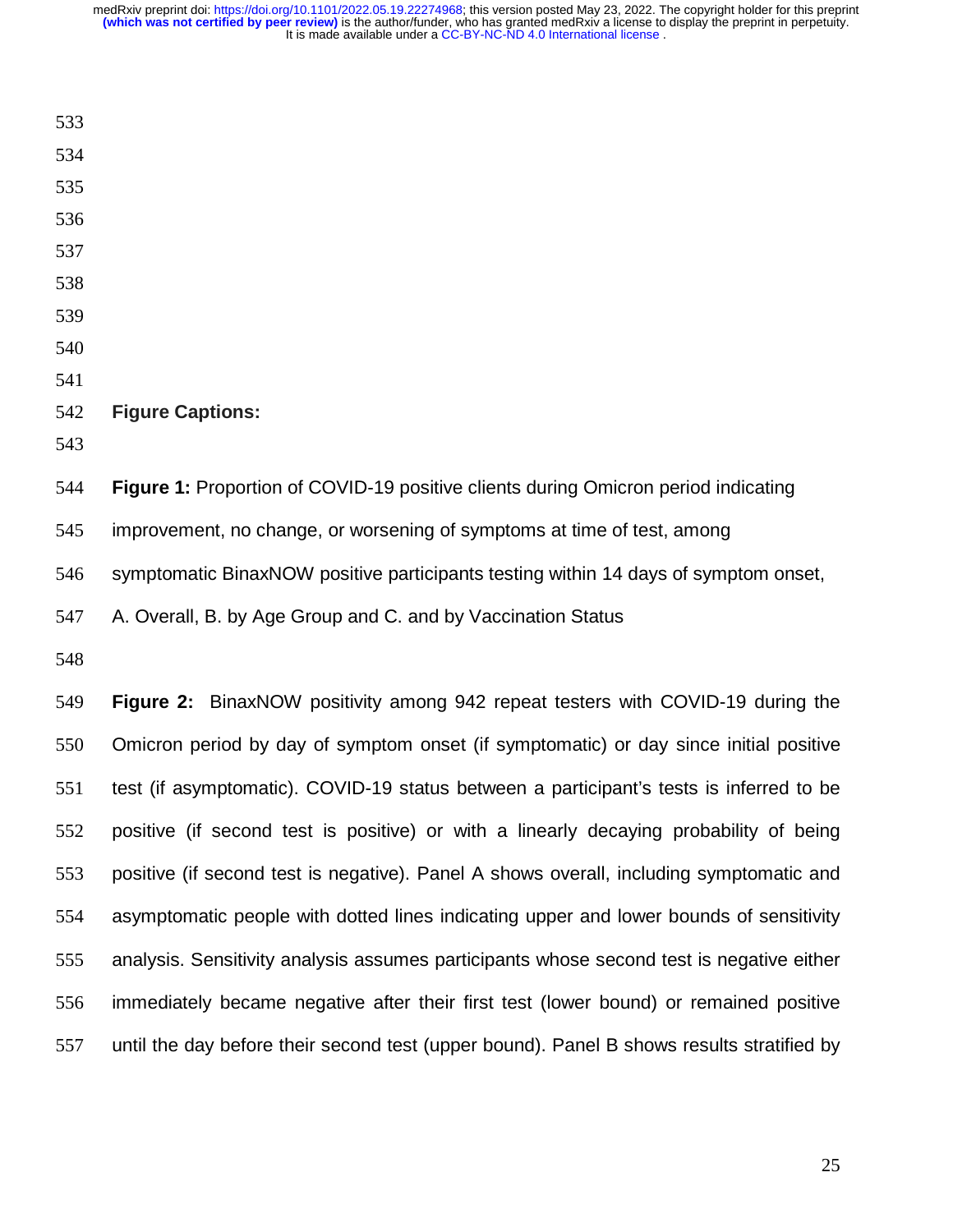**Figure Captions:**

**Figure 1:** Proportion of COVID-19 positive clients during Omicron period indicating improvement, no change, or worsening of symptoms at time of test, among symptomatic BinaxNOW positive participants testing within 14 days of symptom onset, A. Overall, B. by Age Group and C. and by Vaccination Status

**Figure 2:** BinaxNOW positivity among 942 repeat testers with COVID-19 during the Omicron period by day of symptom onset (if symptomatic) or day since initial positive test (if asymptomatic). COVID-19 status between a participant's tests is inferred to be positive (if second test is positive) or with a linearly decaying probability of being positive (if second test is negative). Panel A shows overall, including symptomatic and asymptomatic people with dotted lines indicating upper and lower bounds of sensitivity analysis. Sensitivity analysis assumes participants whose second test is negative either immediately became negative after their first test (lower bound) or remained positive until the day before their second test (upper bound). Panel B shows results stratified by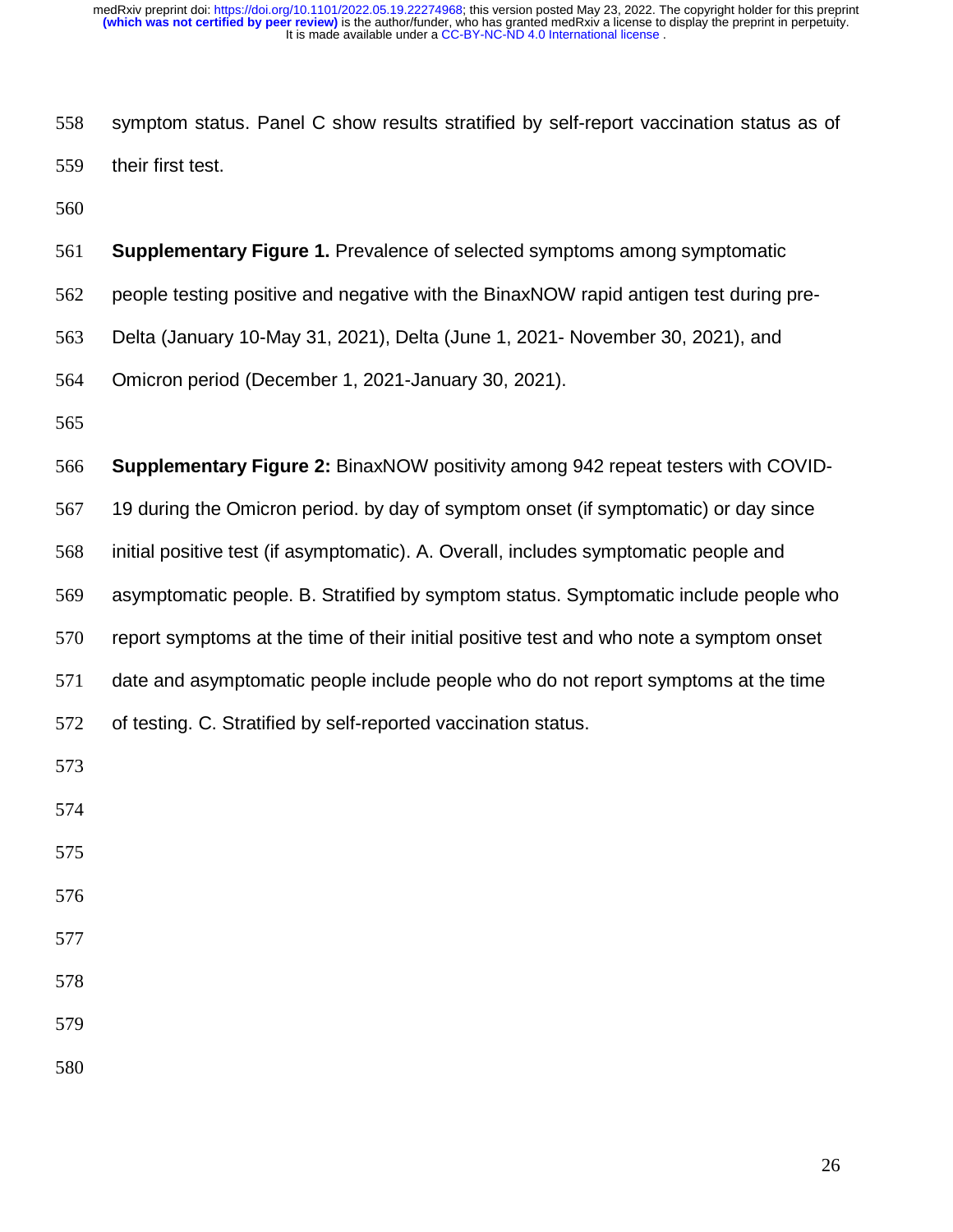symptom status. Panel C show results stratified by self-report vaccination status as of their first test.

**Supplementary Figure 1.** Prevalence of selected symptoms among symptomatic people testing positive and negative with the BinaxNOW rapid antigen test during pre-Delta (January 10-May 31, 2021), Delta (June 1, 2021- November 30, 2021), and Omicron period (December 1, 2021-January 30, 2021).

**Supplementary Figure 2:** BinaxNOW positivity among 942 repeat testers with COVID-19 during the Omicron period. by day of symptom onset (if symptomatic) or day since initial positive test (if asymptomatic). A. Overall, includes symptomatic people and asymptomatic people. B. Stratified by symptom status. Symptomatic include people who report symptoms at the time of their initial positive test and who note a symptom onset date and asymptomatic people include people who do not report symptoms at the time of testing. C. Stratified by self-reported vaccination status.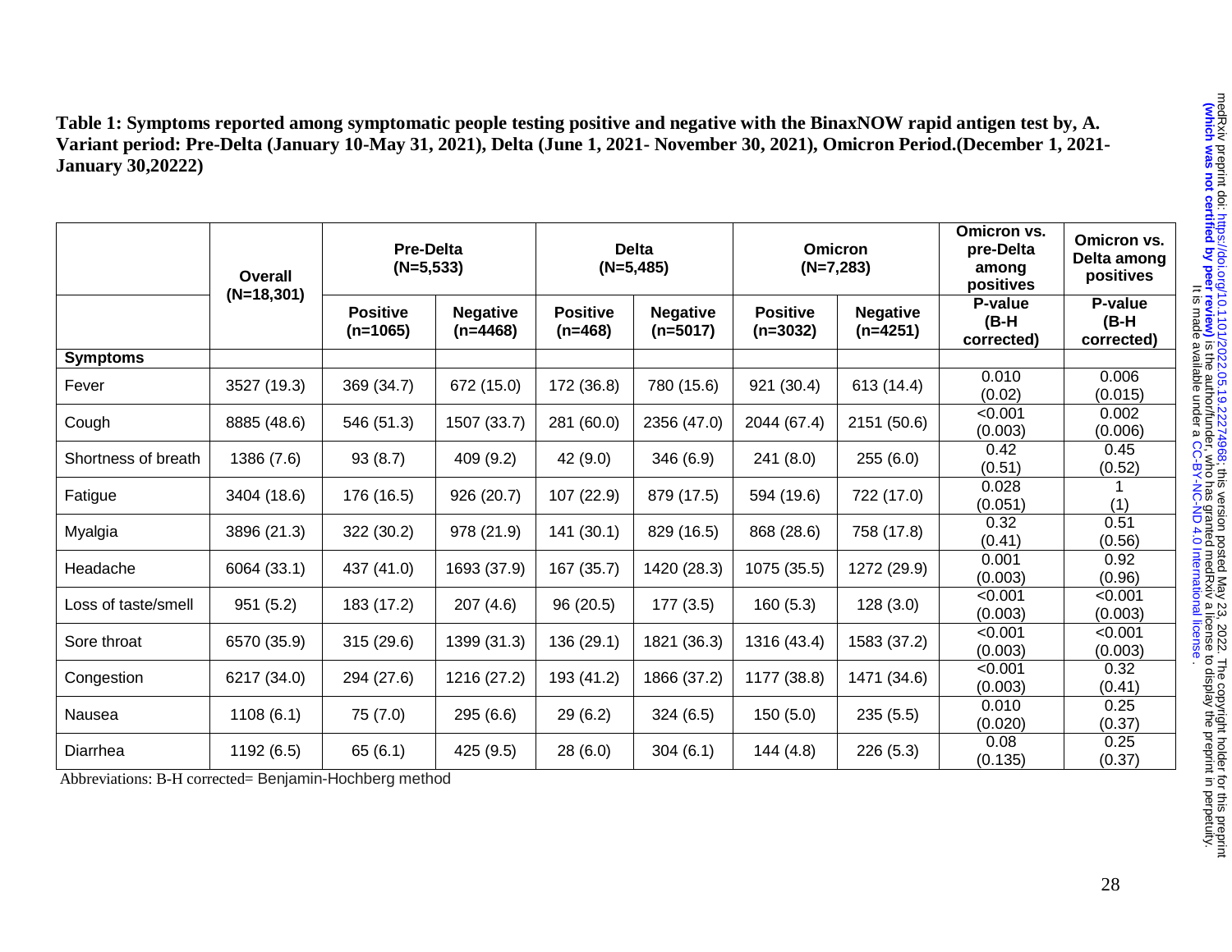**Table 1: Symptoms reported among symptomatic people testing positive and negative with the BinaxNOW rapid antigen test by, A. Variant period: Pre-Delta (January 10-May 31, 2021), Delta (June 1, 2021- November 30, 2021), Omicron Period.(December 1, 2021-January 30,20222)**

| | Overall (N=18,301) | Pre-Delta (N=5,533) | | Delta (N=5,485) | | Omicron (N=7,283) | | Omicron vs. pre-Delta among positives | Omicron vs. Delta among positives |
|---|---|---|---|---|---|---|---|---|---|
| | | Positive (n=1065) | Negative (n=4468) | Positive (n=468) | Negative (n=5017) | Positive (n=3032) | Negative (n=4251) | P-value (B-H corrected) | P-value (B-H corrected) |
| **Symptoms** | | | | | | | | | |
| Fever | 3527 (19.3) | 369 (34.7) | 672 (15.0) | 172 (36.8) | 780 (15.6) | 921 (30.4) | 613 (14.4) | 0.010 (0.02) | 0.006 (0.015) |
| Cough | 8885 (48.6) | 546 (51.3) | 1507 (33.7) | 281 (60.0) | 2356 (47.0) | 2044 (67.4) | 2151 (50.6) | <0.001 (0.003) | 0.002 (0.006) |
| Shortness of breath | 1386 (7.6) | 93 (8.7) | 409 (9.2) | 42 (9.0) | 346 (6.9) | 241 (8.0) | 255 (6.0) | 0.42 (0.51) | 0.45 (0.52) |
| Fatigue | 3404 (18.6) | 176 (16.5) | 926 (20.7) | 107 (22.9) | 879 (17.5) | 594 (19.6) | 722 (17.0) | 0.028 (0.051) | 1 (1) |
| Myalgia | 3896 (21.3) | 322 (30.2) | 978 (21.9) | 141 (30.1) | 829 (16.5) | 868 (28.6) | 758 (17.8) | 0.32 (0.41) | 0.51 (0.56) |
| Headache | 6064 (33.1) | 437 (41.0) | 1693 (37.9) | 167 (35.7) | 1420 (28.3) | 1075 (35.5) | 1272 (29.9) | 0.001 (0.003) | 0.92 (0.96) |
| Loss of taste/smell | 951 (5.2) | 183 (17.2) | 207 (4.6) | 96 (20.5) | 177 (3.5) | 160 (5.3) | 128 (3.0) | <0.001 (0.003) | <0.001 (0.003) |
| Sore throat | 6570 (35.9) | 315 (29.6) | 1399 (31.3) | 136 (29.1) | 1821 (36.3) | 1316 (43.4) | 1583 (37.2) | <0.001 (0.003) | <0.001 (0.003) |
| Congestion | 6217 (34.0) | 294 (27.6) | 1216 (27.2) | 193 (41.2) | 1866 (37.2) | 1177 (38.8) | 1471 (34.6) | <0.001 (0.003) | 0.32 (0.41) |
| Nausea | 1108 (6.1) | 75 (7.0) | 295 (6.6) | 29 (6.2) | 324 (6.5) | 150 (5.0) | 235 (5.5) | 0.010 (0.020) | 0.25 (0.37) |
| Diarrhea | 1192 (6.5) | 65 (6.1) | 425 (9.5) | 28 (6.0) | 304 (6.1) | 144 (4.8) | 226 (5.3) | 0.08 (0.135) | 0.25 (0.37) |

Abbreviations: B-H corrected= Benjamin-Hochberg method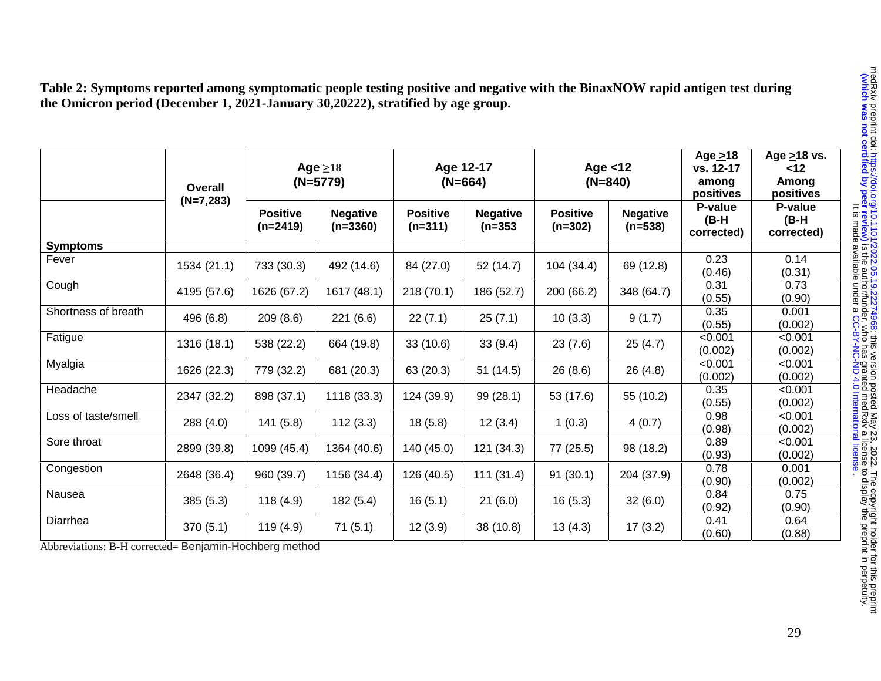**Table 2: Symptoms reported among symptomatic people testing positive and negative with the BinaxNOW rapid antigen test during the Omicron period (December 1, 2021-January 30,20222), stratified by age group.**

| | Overall (N=7,283) | Age ≥18 (N=5779) | | Age 12-17 (N=664) | | Age <12 (N=840) | | Age ≥18 vs. 12-17 among positives | Age ≥18 vs. <12 Among positives |
|---|---|---|---|---|---|---|---|---|---|
| | | Positive (n=2419) | Negative (n=3360) | Positive (n=311) | Negative (n=353 | Positive (n=302) | Negative (n=538) | P-value (B-H corrected) | P-value (B-H corrected) |
| **Symptoms** | | | | | | | | | |
| Fever | 1534 (21.1) | 733 (30.3) | 492 (14.6) | 84 (27.0) | 52 (14.7) | 104 (34.4) | 69 (12.8) | 0.23 (0.46) | 0.14 (0.31) |
| Cough | 4195 (57.6) | 1626 (67.2) | 1617 (48.1) | 218 (70.1) | 186 (52.7) | 200 (66.2) | 348 (64.7) | 0.31 (0.55) | 0.73 (0.90) |
| Shortness of breath | 496 (6.8) | 209 (8.6) | 221 (6.6) | 22 (7.1) | 25 (7.1) | 10 (3.3) | 9 (1.7) | 0.35 (0.55) | 0.001 (0.002) |
| Fatigue | 1316 (18.1) | 538 (22.2) | 664 (19.8) | 33 (10.6) | 33 (9.4) | 23 (7.6) | 25 (4.7) | <0.001 (0.002) | <0.001 (0.002) |
| Myalgia | 1626 (22.3) | 779 (32.2) | 681 (20.3) | 63 (20.3) | 51 (14.5) | 26 (8.6) | 26 (4.8) | <0.001 (0.002) | <0.001 (0.002) |
| Headache | 2347 (32.2) | 898 (37.1) | 1118 (33.3) | 124 (39.9) | 99 (28.1) | 53 (17.6) | 55 (10.2) | 0.35 (0.55) | <0.001 (0.002) |
| Loss of taste/smell | 288 (4.0) | 141 (5.8) | 112 (3.3) | 18 (5.8) | 12 (3.4) | 1 (0.3) | 4 (0.7) | 0.98 (0.98) | <0.001 (0.002) |
| Sore throat | 2899 (39.8) | 1099 (45.4) | 1364 (40.6) | 140 (45.0) | 121 (34.3) | 77 (25.5) | 98 (18.2) | 0.89 (0.93) | <0.001 (0.002) |
| Congestion | 2648 (36.4) | 960 (39.7) | 1156 (34.4) | 126 (40.5) | 111 (31.4) | 91 (30.1) | 204 (37.9) | 0.78 (0.90) | 0.001 (0.002) |
| Nausea | 385 (5.3) | 118 (4.9) | 182 (5.4) | 16 (5.1) | 21 (6.0) | 16 (5.3) | 32 (6.0) | 0.84 (0.92) | 0.75 (0.90) |
| Diarrhea | 370 (5.1) | 119 (4.9) | 71 (5.1) | 12 (3.9) | 38 (10.8) | 13 (4.3) | 17 (3.2) | 0.41 (0.60) | 0.64 (0.88) |

Abbreviations: B-H corrected= Benjamin-Hochberg method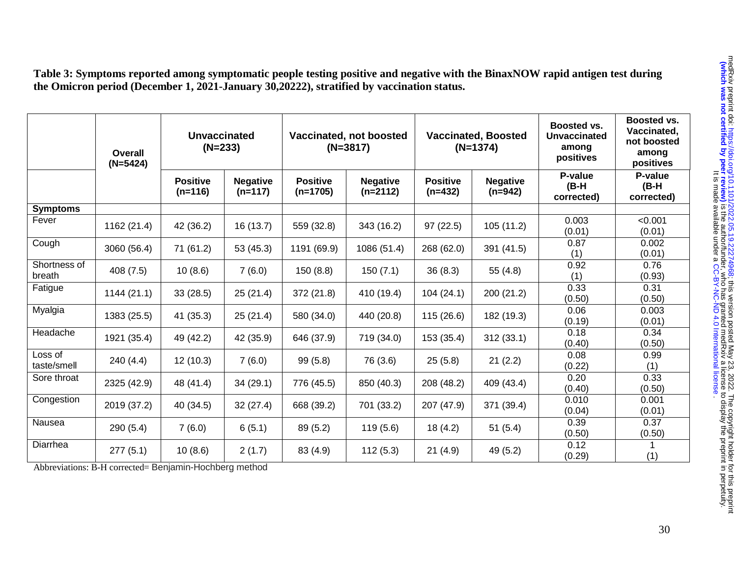**Table 3: Symptoms reported among symptomatic people testing positive and negative with the BinaxNOW rapid antigen test during the Omicron period (December 1, 2021-January 30,20222), stratified by vaccination status.**

| | Overall (N=5424) | Unvaccinated (N=233) | | Vaccinated, not boosted (N=3817) | | Vaccinated, Boosted (N=1374) | | Boosted vs. Unvaccinated among positives | Boosted vs. Vaccinated, not boosted among positives |
|---|---|---|---|---|---|---|---|---|---|
| | | Positive (n=116) | Negative (n=117) | Positive (n=1705) | Negative (n=2112) | Positive (n=432) | Negative (n=942) | P-value (B-H corrected) | P-value (B-H corrected) |
| **Symptoms** | | | | | | | | | |
| Fever | 1162 (21.4) | 42 (36.2) | 16 (13.7) | 559 (32.8) | 343 (16.2) | 97 (22.5) | 105 (11.2) | 0.003 (0.01) | <0.001 (0.01) |
| Cough | 3060 (56.4) | 71 (61.2) | 53 (45.3) | 1191 (69.9) | 1086 (51.4) | 268 (62.0) | 391 (41.5) | 0.87 (1) | 0.002 (0.01) |
| Shortness of breath | 408 (7.5) | 10 (8.6) | 7 (6.0) | 150 (8.8) | 150 (7.1) | 36 (8.3) | 55 (4.8) | 0.92 (1) | 0.76 (0.93) |
| Fatigue | 1144 (21.1) | 33 (28.5) | 25 (21.4) | 372 (21.8) | 410 (19.4) | 104 (24.1) | 200 (21.2) | 0.33 (0.50) | 0.31 (0.50) |
| Myalgia | 1383 (25.5) | 41 (35.3) | 25 (21.4) | 580 (34.0) | 440 (20.8) | 115 (26.6) | 182 (19.3) | 0.06 (0.19) | 0.003 (0.01) |
| Headache | 1921 (35.4) | 49 (42.2) | 42 (35.9) | 646 (37.9) | 719 (34.0) | 153 (35.4) | 312 (33.1) | 0.18 (0.40) | 0.34 (0.50) |
| Loss of taste/smell | 240 (4.4) | 12 (10.3) | 7 (6.0) | 99 (5.8) | 76 (3.6) | 25 (5.8) | 21 (2.2) | 0.08 (0.22) | 0.99 (1) |
| Sore throat | 2325 (42.9) | 48 (41.4) | 34 (29.1) | 776 (45.5) | 850 (40.3) | 208 (48.2) | 409 (43.4) | 0.20 (0.40) | 0.33 (0.50) |
| Congestion | 2019 (37.2) | 40 (34.5) | 32 (27.4) | 668 (39.2) | 701 (33.2) | 207 (47.9) | 371 (39.4) | 0.010 (0.04) | 0.001 (0.01) |
| Nausea | 290 (5.4) | 7 (6.0) | 6 (5.1) | 89 (5.2) | 119 (5.6) | 18 (4.2) | 51 (5.4) | 0.39 (0.50) | 0.37 (0.50) |
| Diarrhea | 277 (5.1) | 10 (8.6) | 2 (1.7) | 83 (4.9) | 112 (5.3) | 21 (4.9) | 49 (5.2) | 0.12 (0.29) | 1 (1) |

Abbreviations: B-H corrected= Benjamin-Hochberg method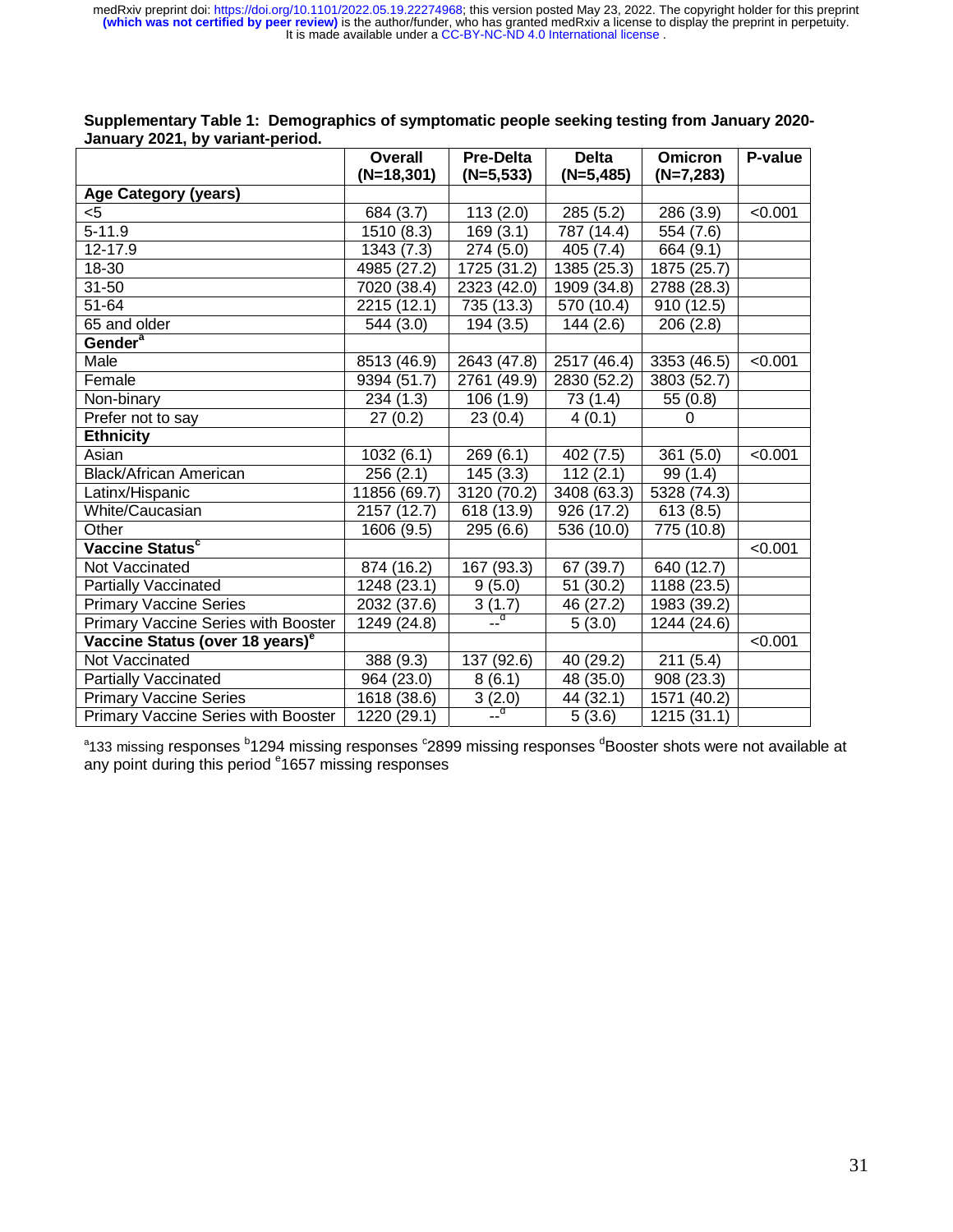**Supplementary Table 1: Demographics of symptomatic people seeking testing from January 2020-January 2021, by variant-period.**

| | Overall (N=18,301) | Pre-Delta (N=5,533) | Delta (N=5,485) | Omicron (N=7,283) | P-value |
|---|---|---|---|---|---|
| **Age Category (years)** | | | | | |
| <5 | 684 (3.7) | 113 (2.0) | 285 (5.2) | 286 (3.9) | <0.001 |
| 5-11.9 | 1510 (8.3) | 169 (3.1) | 787 (14.4) | 554 (7.6) | |
| 12-17.9 | 1343 (7.3) | 274 (5.0) | 405 (7.4) | 664 (9.1) | |
| 18-30 | 4985 (27.2) | 1725 (31.2) | 1385 (25.3) | 1875 (25.7) | |
| 31-50 | 7020 (38.4) | 2323 (42.0) | 1909 (34.8) | 2788 (28.3) | |
| 51-64 | 2215 (12.1) | 735 (13.3) | 570 (10.4) | 910 (12.5) | |
| 65 and older | 544 (3.0) | 194 (3.5) | 144 (2.6) | 206 (2.8) | |
| **Gender[a]** | | | | | |
| Male | 8513 (46.9) | 2643 (47.8) | 2517 (46.4) | 3353 (46.5) | <0.001 |
| Female | 9394 (51.7) | 2761 (49.9) | 2830 (52.2) | 3803 (52.7) | |
| Non-binary | 234 (1.3) | 106 (1.9) | 73 (1.4) | 55 (0.8) | |
| Prefer not to say | 27 (0.2) | 23 (0.4) | 4 (0.1) | 0 | |
| **Ethnicity** | | | | | |
| Asian | 1032 (6.1) | 269 (6.1) | 402 (7.5) | 361 (5.0) | <0.001 |
| Black/African American | 256 (2.1) | 145 (3.3) | 112 (2.1) | 99 (1.4) | |
| Latinx/Hispanic | 11856 (69.7) | 3120 (70.2) | 3408 (63.3) | 5328 (74.3) | |
| White/Caucasian | 2157 (12.7) | 618 (13.9) | 926 (17.2) | 613 (8.5) | |
| Other | 1606 (9.5) | 295 (6.6) | 536 (10.0) | 775 (10.8) | |
| **Vaccine Status[c]** | | | | | <0.001 |
| Not Vaccinated | 874 (16.2) | 167 (93.3) | 67 (39.7) | 640 (12.7) | |
| Partially Vaccinated | 1248 (23.1) | 9 (5.0) | 51 (30.2) | 1188 (23.5) | |
| Primary Vaccine Series | 2032 (37.6) | 3 (1.7) | 46 (27.2) | 1983 (39.2) | |
| Primary Vaccine Series with Booster | 1249 (24.8) | --[d] | 5 (3.0) | 1244 (24.6) | |
| **Vaccine Status (over 18 years)[e]** | | | | | <0.001 |
| Not Vaccinated | 388 (9.3) | 137 (92.6) | 40 (29.2) | 211 (5.4) | |
| Partially Vaccinated | 964 (23.0) | 8 (6.1) | 48 (35.0) | 908 (23.3) | |
| Primary Vaccine Series | 1618 (38.6) | 3 (2.0) | 44 (32.1) | 1571 (40.2) | |
| Primary Vaccine Series with Booster | 1220 (29.1) | --[d] | 5 (3.6) | 1215 (31.1) | |

[a]133 missing responses [b]1294 missing responses [c]2899 missing responses [d]Booster shots were not available at any point during this period [e]1657 missing responses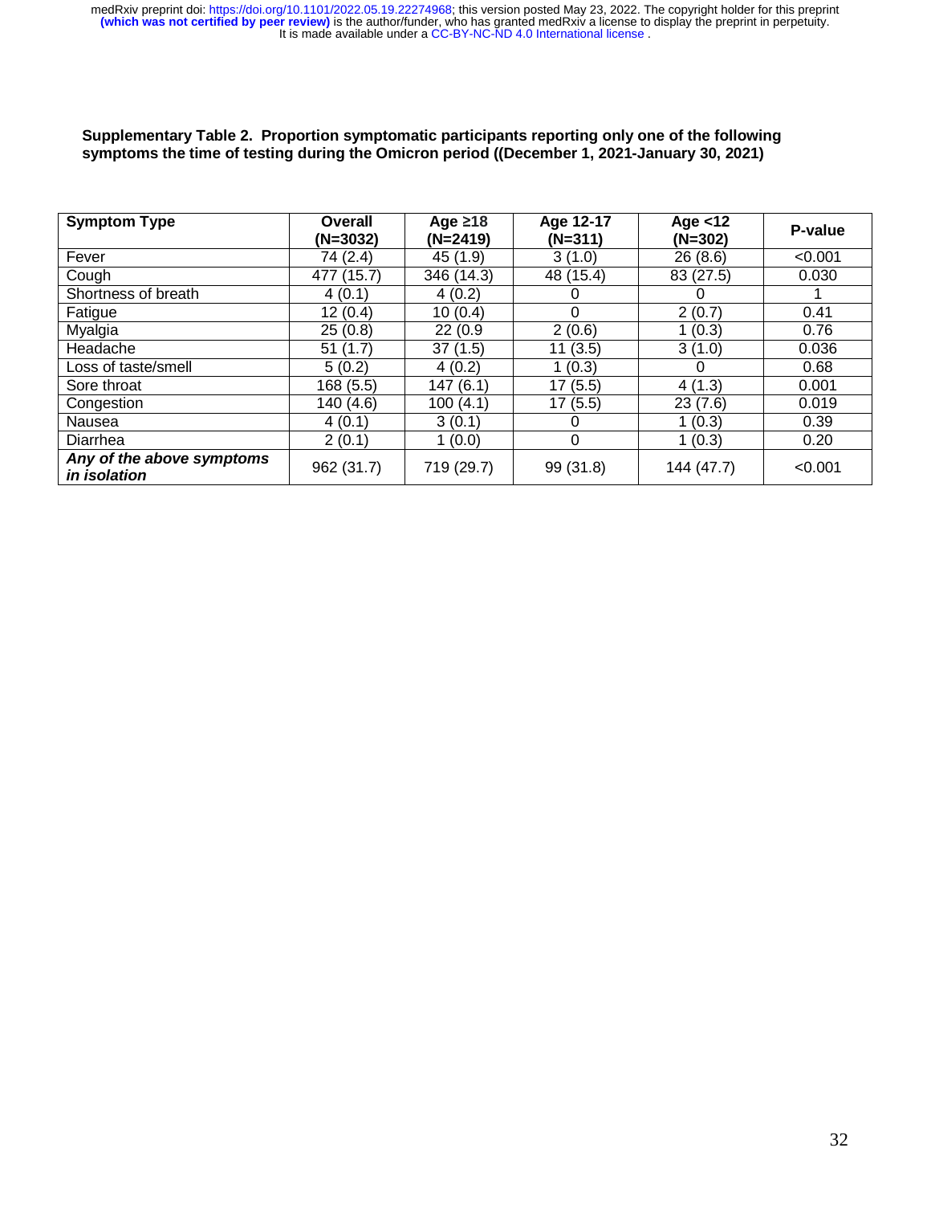**Supplementary Table 2. Proportion symptomatic participants reporting only one of the following symptoms the time of testing during the Omicron period ((December 1, 2021-January 30, 2021)**

| Symptom Type | Overall (N=3032) | Age ≥18 (N=2419) | Age 12-17 (N=311) | Age <12 (N=302) | P-value |
|---|---|---|---|---|---|
| Fever | 74 (2.4) | 45 (1.9) | 3 (1.0) | 26 (8.6) | <0.001 |
| Cough | 477 (15.7) | 346 (14.3) | 48 (15.4) | 83 (27.5) | 0.030 |
| Shortness of breath | 4 (0.1) | 4 (0.2) | 0 | 0 | 1 |
| Fatigue | 12 (0.4) | 10 (0.4) | 0 | 2 (0.7) | 0.41 |
| Myalgia | 25 (0.8) | 22 (0.9 | 2 (0.6) | 1 (0.3) | 0.76 |
| Headache | 51 (1.7) | 37 (1.5) | 11 (3.5) | 3 (1.0) | 0.036 |
| Loss of taste/smell | 5 (0.2) | 4 (0.2) | 1 (0.3) | 0 | 0.68 |
| Sore throat | 168 (5.5) | 147 (6.1) | 17 (5.5) | 4 (1.3) | 0.001 |
| Congestion | 140 (4.6) | 100 (4.1) | 17 (5.5) | 23 (7.6) | 0.019 |
| Nausea | 4 (0.1) | 3 (0.1) | 0 | 1 (0.3) | 0.39 |
| Diarrhea | 2 (0.1) | 1 (0.0) | 0 | 1 (0.3) | 0.20 |
| ***Any of the above symptoms in isolation*** | 962 (31.7) | 719 (29.7) | 99 (31.8) | 144 (47.7) | <0.001 |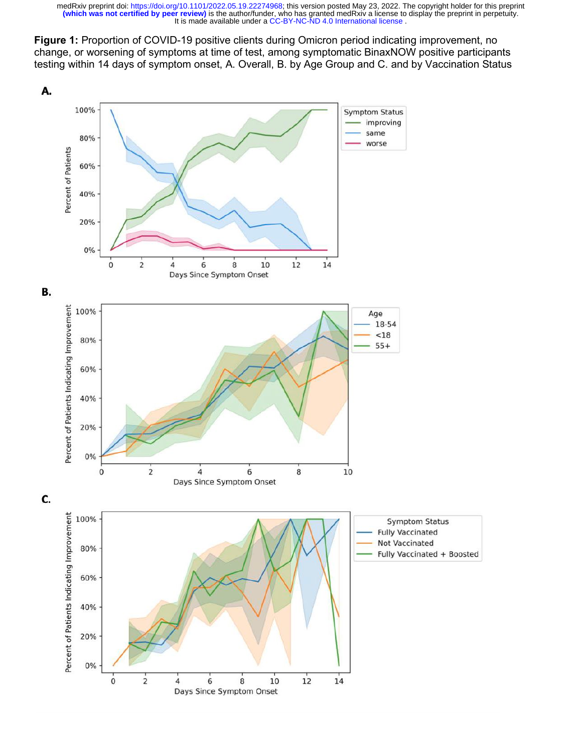**Figure 1:** Proportion of COVID-19 positive clients during Omicron period indicating improvement, no change, or worsening of symptoms at time of test, among symptomatic BinaxNOW positive participants testing within 14 days of symptom onset, A. Overall, B. by Age Group and C. and by Vaccination Status

**A.**

**B.**

**C.**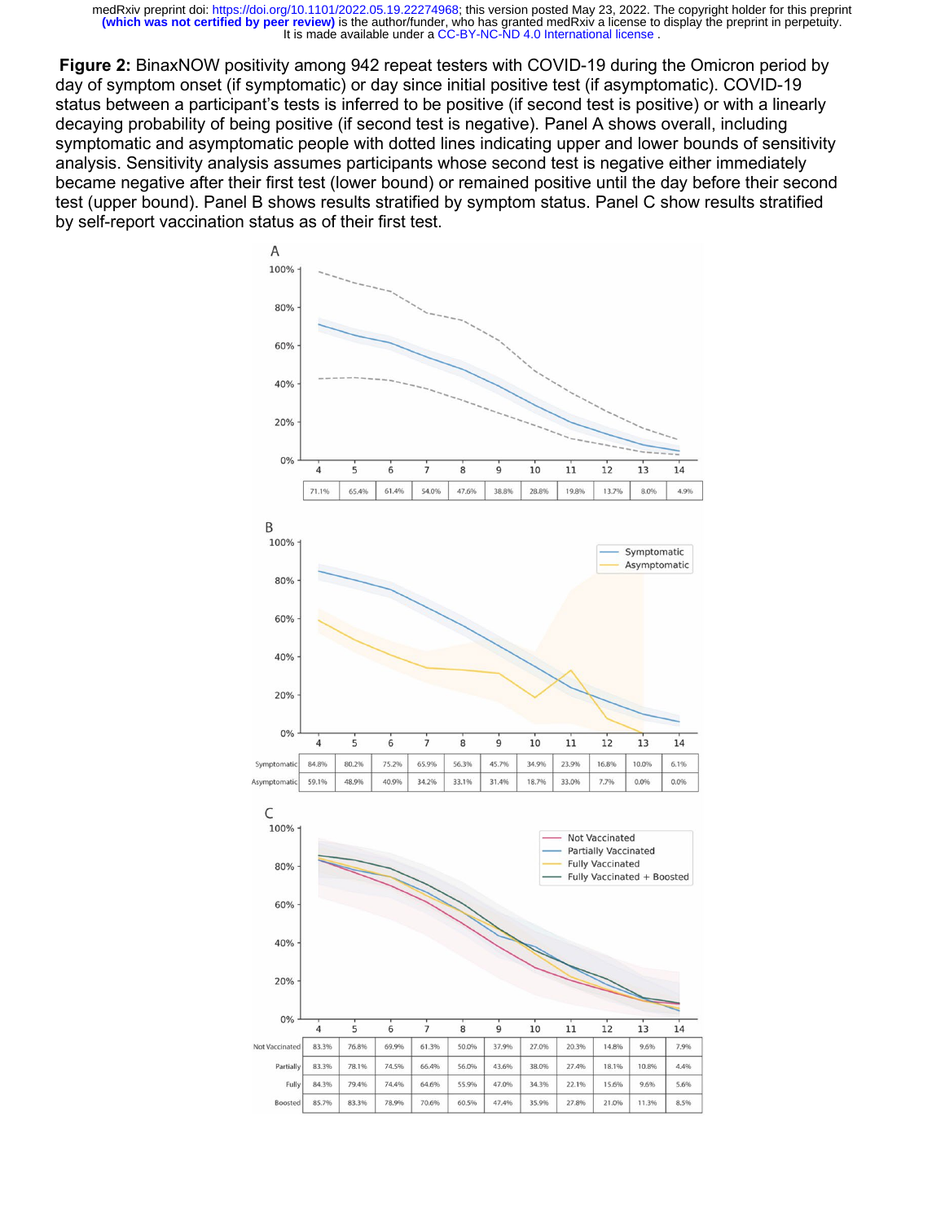**Figure 2:** BinaxNOW positivity among 942 repeat testers with COVID-19 during the Omicron period by day of symptom onset (if symptomatic) or day since initial positive test (if asymptomatic). COVID-19 status between a participant's tests is inferred to be positive (if second test is positive) or with a linearly decaying probability of being positive (if second test is negative). Panel A shows overall, including symptomatic and asymptomatic people with dotted lines indicating upper and lower bounds of sensitivity analysis. Sensitivity analysis assumes participants whose second test is negative either immediately became negative after their first test (lower bound) or remained positive until the day before their second test (upper bound). Panel B shows results stratified by symptom status. Panel C show results stratified by self-report vaccination status as of their first test.

A

100%
80%
60%
40%
20%
0%

| 4 | 5 | 6 | 7 | 8 | 9 | 10 | 11 | 12 | 13 | 14 |
|---|---|---|---|---|---|---|---|---|---|---|
| 71.1% | 65.4% | 61.4% | 54.0% | 47.6% | 38.8% | 28.8% | 19.8% | 13.7% | 8.0% | 4.9% |

B

100%
80%
60%
40%
20%
0%

Symptomatic
Asymptomatic

| | 4 | 5 | 6 | 7 | 8 | 9 | 10 | 11 | 12 | 13 | 14 |
|---|---|---|---|---|---|---|---|---|---|---|---|
| Symptomatic | 84.8% | 80.2% | 75.2% | 65.9% | 56.3% | 45.7% | 34.9% | 23.9% | 16.8% | 10.0% | 6.1% |
| Asymptomatic | 59.1% | 48.9% | 40.9% | 34.2% | 33.1% | 31.4% | 18.7% | 33.0% | 7.7% | 0.0% | 0.0% |

C

100%
80%
60%
40%
20%
0%

Not Vaccinated
Partially Vaccinated
Fully Vaccinated
Fully Vaccinated + Boosted

| | 4 | 5 | 6 | 7 | 8 | 9 | 10 | 11 | 12 | 13 | 14 |
|---|---|---|---|---|---|---|---|---|---|---|---|
| Not Vaccinated | 83.3% | 76.8% | 69.9% | 61.3% | 50.0% | 37.9% | 27.0% | 20.3% | 14.8% | 9.6% | 7.9% |
| Partially | 83.3% | 78.1% | 74.5% | 66.4% | 56.0% | 43.6% | 38.0% | 27.4% | 18.1% | 10.8% | 4.4% |
| Fully | 84.3% | 79.4% | 74.4% | 64.6% | 55.9% | 47.0% | 34.3% | 22.1% | 15.6% | 9.6% | 5.6% |
| Boosted | 85.7% | 83.3% | 78.9% | 70.6% | 60.5% | 47.4% | 35.9% | 27.8% | 21.0% | 11.3% | 8.5% |